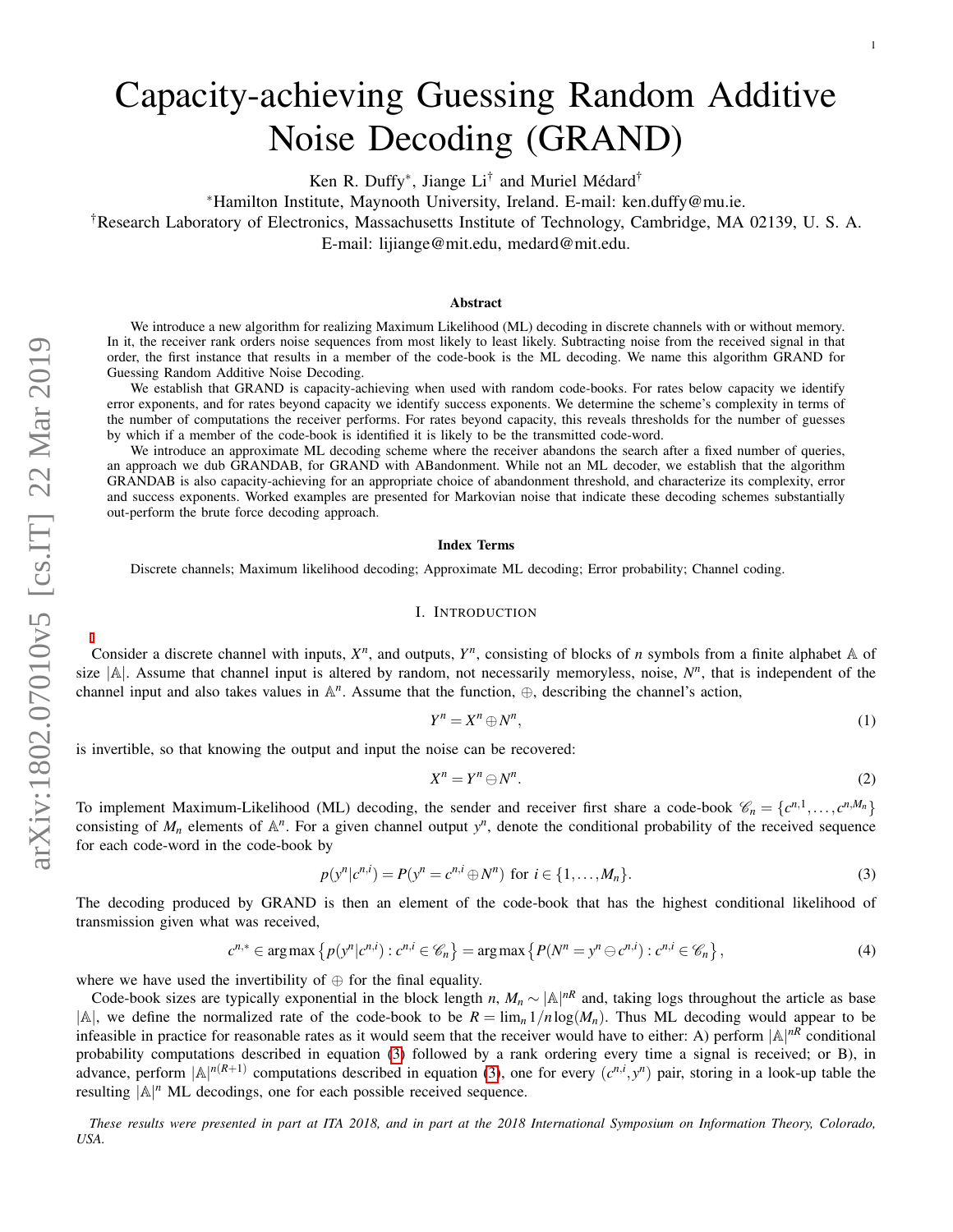# Capacity-achieving Guessing Random Additive Noise Decoding (GRAND)

Ken R. Duffy*, Jiange Li† and Muriel Médard†

*Hamilton Institute, Maynooth University, Ireland. E-mail: ken.duffy@mu.ie.

†Research Laboratory of Electronics, Massachusetts Institute of Technology, Cambridge, MA 02139, U. S. A. E-mail: lijiange@mit.edu, medard@mit.edu.

## Abstract

We introduce a new algorithm for realizing Maximum Likelihood (ML) decoding in discrete channels with or without memory. In it, the receiver rank orders noise sequences from most likely to least likely. Subtracting noise from the received signal in that order, the first instance that results in a member of the code-book is the ML decoding. We name this algorithm GRAND for Guessing Random Additive Noise Decoding.

We establish that GRAND is capacity-achieving when used with random code-books. For rates below capacity we identify error exponents, and for rates beyond capacity we identify success exponents. We determine the scheme's complexity in terms of the number of computations the receiver performs. For rates beyond capacity, this reveals thresholds for the number of guesses by which if a member of the code-book is identified it is likely to be the transmitted code-word.

We introduce an approximate ML decoding scheme where the receiver abandons the search after a fixed number of queries, an approach we dub GRANDAB, for GRAND with ABandonment. While not an ML decoder, we establish that the algorithm GRANDAB is also capacity-achieving for an appropriate choice of abandonment threshold, and characterize its complexity, error and success exponents. Worked examples are presented for Markovian noise that indicate these decoding schemes substantially out-perform the brute force decoding approach.

## Index Terms

Discrete channels; Maximum likelihood decoding; Approximate ML decoding; Error probability; Channel coding.

## I. Introduction

Consider a discrete channel with inputs, $X^n$, and outputs, $Y^n$, consisting of blocks of $n$ symbols from a finite alphabet $\mathbb{A}$ of size $|\mathbb{A}|$. Assume that channel input is altered by random, not necessarily memoryless, noise, $N^n$, that is independent of the channel input and also takes values in $\mathbb{A}^n$. Assume that the function, $\oplus$, describing the channel's action,

$$Y^n = X^n \oplus N^n, \tag{1}$$

is invertible, so that knowing the output and input the noise can be recovered:

$$X^n = Y^n \ominus N^n. \tag{2}$$

To implement Maximum-Likelihood (ML) decoding, the sender and receiver first share a code-book $\mathscr{C}_n = \{c^{n,1}, \ldots, c^{n,M_n}\}$ consisting of $M_n$ elements of $\mathbb{A}^n$. For a given channel output $y^n$, denote the conditional probability of the received sequence for each code-word in the code-book by

$$p(y^n|c^{n,i}) = P(y^n = c^{n,i} \oplus N^n) \text{ for } i \in \{1, \ldots, M_n\}. \tag{3}$$

The decoding produced by GRAND is then an element of the code-book that has the highest conditional likelihood of transmission given what was received,

$$c^{n,*} \in \arg\max\left\{p(y^n|c^{n,i}) : c^{n,i} \in \mathscr{C}_n\right\} = \arg\max\left\{P(N^n = y^n \ominus c^{n,i}) : c^{n,i} \in \mathscr{C}_n\right\}, \tag{4}$$

where we have used the invertibility of $\oplus$ for the final equality.

Code-book sizes are typically exponential in the block length $n$, $M_n \sim |\mathbb{A}|^{nR}$ and, taking logs throughout the article as base $|\mathbb{A}|$, we define the normalized rate of the code-book to be $R = \lim_n 1/n \log(M_n)$. Thus ML decoding would appear to be infeasible in practice for reasonable rates as it would seem that the receiver would have to either: A) perform $|\mathbb{A}|^{nR}$ conditional probability computations described in equation (3) followed by a rank ordering every time a signal is received; or B), in advance, perform $|\mathbb{A}|^{n(R+1)}$ computations described in equation (3), one for every $(c^{n,i}, y^n)$ pair, storing in a look-up table the resulting $|\mathbb{A}|^n$ ML decodings, one for each possible received sequence.

*These results were presented in part at ITA 2018, and in part at the 2018 International Symposium on Information Theory, Colorado, USA.*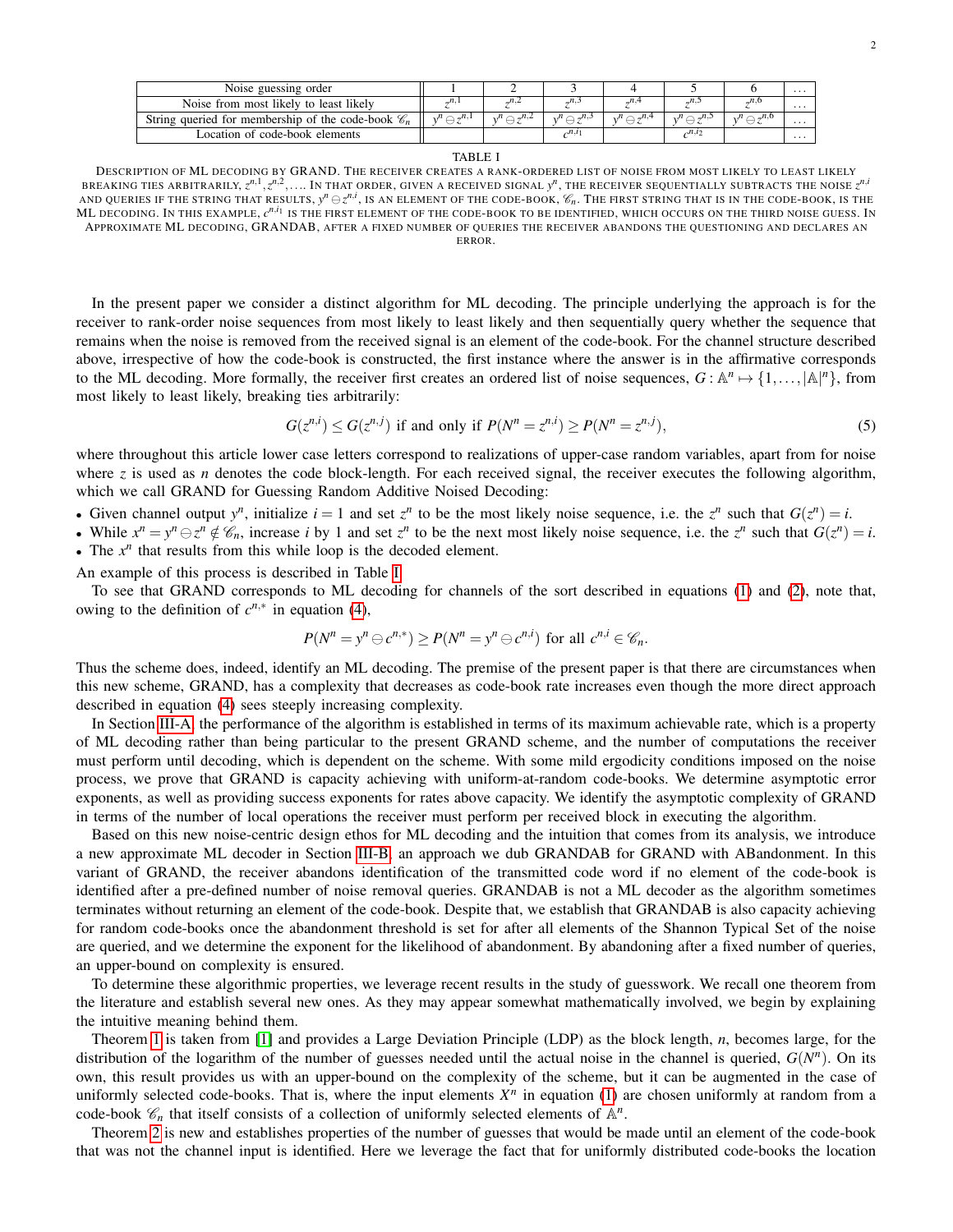| Noise guessing order | 1 | 2 | 3 | 4 | 5 | 6 | … |
|---|---|---|---|---|---|---|---|
| Noise from most likely to least likely | $z^{n,1}$ | $z^{n,2}$ | $z^{n,3}$ | $z^{n,4}$ | $z^{n,5}$ | $z^{n,6}$ | … |
| String queried for membership of the code-book $\mathscr{C}_n$ | $y^n \ominus z^{n,1}$ | $y^n \ominus z^{n,2}$ | $y^n \ominus z^{n,3}$ | $y^n \ominus z^{n,4}$ | $y^n \ominus z^{n,5}$ | $y^n \ominus z^{n,6}$ | … |
| Location of code-book elements | | | $c^{n,i_1}$ | | $c^{n,i_2}$ | | … |

TABLE I

DESCRIPTION OF ML DECODING BY GRAND. THE RECEIVER CREATES A RANK-ORDERED LIST OF NOISE FROM MOST LIKELY TO LEAST LIKELY BREAKING TIES ARBITRARILY, $z^{n,1}, z^{n,2}, \ldots$. IN THAT ORDER, GIVEN A RECEIVED SIGNAL $y^n$, THE RECEIVER SEQUENTIALLY SUBTRACTS THE NOISE $z^{n,i}$ AND QUERIES IF THE STRING THAT RESULTS, $y^n \ominus z^{n,i}$, IS AN ELEMENT OF THE CODE-BOOK, $\mathscr{C}_n$. THE FIRST STRING THAT IS IN THE CODE-BOOK, IS THE ML DECODING. IN THIS EXAMPLE, $c^{n,i_1}$ IS THE FIRST ELEMENT OF THE CODE-BOOK TO BE IDENTIFIED, WHICH OCCURS ON THE THIRD NOISE GUESS. IN APPROXIMATE ML DECODING, GRANDAB, AFTER A FIXED NUMBER OF QUERIES THE RECEIVER ABANDONS THE QUESTIONING AND DECLARES AN ERROR.

In the present paper we consider a distinct algorithm for ML decoding. The principle underlying the approach is for the receiver to rank-order noise sequences from most likely to least likely and then sequentially query whether the sequence that remains when the noise is removed from the received signal is an element of the code-book. For the channel structure described above, irrespective of how the code-book is constructed, the first instance where the answer is in the affirmative corresponds to the ML decoding. More formally, the receiver first creates an ordered list of noise sequences, $G : \mathbb{A}^n \mapsto \{1, \ldots, |\mathbb{A}|^n\}$, from most likely to least likely, breaking ties arbitrarily:

$$G(z^{n,i}) \leq G(z^{n,j}) \text{ if and only if } P(N^n = z^{n,i}) \geq P(N^n = z^{n,j}), \tag{5}$$

where throughout this article lower case letters correspond to realizations of upper-case random variables, apart from for noise where $z$ is used as $n$ denotes the code block-length. For each received signal, the receiver executes the following algorithm, which we call GRAND for Guessing Random Additive Noised Decoding:

- Given channel output $y^n$, initialize $i = 1$ and set $z^n$ to be the most likely noise sequence, i.e. the $z^n$ such that $G(z^n) = i$.
- While $x^n = y^n \ominus z^n \notin \mathscr{C}_n$, increase $i$ by 1 and set $z^n$ to be the next most likely noise sequence, i.e. the $z^n$ such that $G(z^n) = i$.
- The $x^n$ that results from this while loop is the decoded element.

An example of this process is described in Table I.

To see that GRAND corresponds to ML decoding for channels of the sort described in equations (1) and (2), note that, owing to the definition of $c^{n,*}$ in equation (4),

$$P(N^n = y^n \ominus c^{n,*}) \geq P(N^n = y^n \ominus c^{n,i}) \text{ for all } c^{n,i} \in \mathscr{C}_n.$$

Thus the scheme does, indeed, identify an ML decoding. The premise of the present paper is that there are circumstances when this new scheme, GRAND, has a complexity that decreases as code-book rate increases even though the more direct approach described in equation (4) sees steeply increasing complexity.

In Section III-A, the performance of the algorithm is established in terms of its maximum achievable rate, which is a property of ML decoding rather than being particular to the present GRAND scheme, and the number of computations the receiver must perform until decoding, which is dependent on the scheme. With some mild ergodicity conditions imposed on the noise process, we prove that GRAND is capacity achieving with uniform-at-random code-books. We determine asymptotic error exponents, as well as providing success exponents for rates above capacity. We identify the asymptotic complexity of GRAND in terms of the number of local operations the receiver must perform per received block in executing the algorithm.

Based on this new noise-centric design ethos for ML decoding and the intuition that comes from its analysis, we introduce a new approximate ML decoder in Section III-B, an approach we dub GRANDAB for GRAND with ABandonment. In this variant of GRAND, the receiver abandons identification of the transmitted code word if no element of the code-book is identified after a pre-defined number of noise removal queries. GRANDAB is not a ML decoder as the algorithm sometimes terminates without returning an element of the code-book. Despite that, we establish that GRANDAB is also capacity achieving for random code-books once the abandonment threshold is set for after all elements of the Shannon Typical Set of the noise are queried, and we determine the exponent for the likelihood of abandonment. By abandoning after a fixed number of queries, an upper-bound on complexity is ensured.

To determine these algorithmic properties, we leverage recent results in the study of guesswork. We recall one theorem from the literature and establish several new ones. As they may appear somewhat mathematically involved, we begin by explaining the intuitive meaning behind them.

Theorem 1 is taken from [1] and provides a Large Deviation Principle (LDP) as the block length, $n$, becomes large, for the distribution of the logarithm of the number of guesses needed until the actual noise in the channel is queried, $G(N^n)$. On its own, this result provides us with an upper-bound on the complexity of the scheme, but it can be augmented in the case of uniformly selected code-books. That is, where the input elements $X^n$ in equation (1) are chosen uniformly at random from a code-book $\mathscr{C}_n$ that itself consists of a collection of uniformly selected elements of $\mathbb{A}^n$.

Theorem 2 is new and establishes properties of the number of guesses that would be made until an element of the code-book that was not the channel input is identified. Here we leverage the fact that for uniformly distributed code-books the location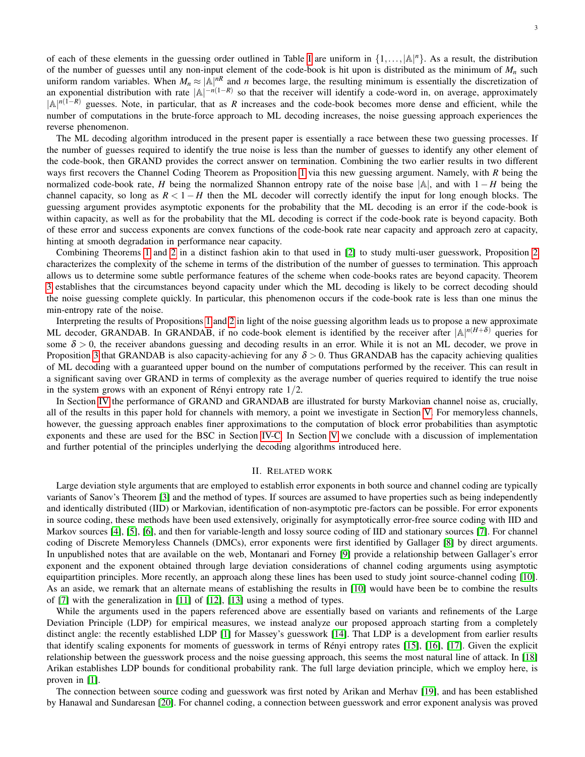of each of these elements in the guessing order outlined in Table I are uniform in $\{1, \dots, |\mathbb{A}|^n\}$. As a result, the distribution of the number of guesses until any non-input element of the code-book is hit upon is distributed as the minimum of $M_n$ such uniform random variables. When $M_n \approx |\mathbb{A}|^{nR}$ and $n$ becomes large, the resulting minimum is essentially the discretization of an exponential distribution with rate $|\mathbb{A}|^{-n(1-R)}$ so that the receiver will identify a code-word in, on average, approximately $|\mathbb{A}|^{n(1-R)}$ guesses. Note, in particular, that as $R$ increases and the code-book becomes more dense and efficient, while the number of computations in the brute-force approach to ML decoding increases, the noise guessing approach experiences the reverse phenomenon.

The ML decoding algorithm introduced in the present paper is essentially a race between these two guessing processes. If the number of guesses required to identify the true noise is less than the number of guesses to identify any other element of the code-book, then GRAND provides the correct answer on termination. Combining the two earlier results in two different ways first recovers the Channel Coding Theorem as Proposition 1 via this new guessing argument. Namely, with $R$ being the normalized code-book rate, $H$ being the normalized Shannon entropy rate of the noise base $|\mathbb{A}|$, and with $1-H$ being the channel capacity, so long as $R < 1-H$ then the ML decoder will correctly identify the input for long enough blocks. The guessing argument provides asymptotic exponents for the probability that the ML decoding is an error if the code-book is within capacity, as well as for the probability that the ML decoding is correct if the code-book rate is beyond capacity. Both of these error and success exponents are convex functions of the code-book rate near capacity and approach zero at capacity, hinting at smooth degradation in performance near capacity.

Combining Theorems 1 and 2 in a distinct fashion akin to that used in [2] to study multi-user guesswork, Proposition 2 characterizes the complexity of the scheme in terms of the distribution of the number of guesses to termination. This approach allows us to determine some subtle performance features of the scheme when code-books rates are beyond capacity. Theorem 3 establishes that the circumstances beyond capacity under which the ML decoding is likely to be correct decoding should the noise guessing complete quickly. In particular, this phenomenon occurs if the code-book rate is less than one minus the min-entropy rate of the noise.

Interpreting the results of Propositions 1 and 2 in light of the noise guessing algorithm leads us to propose a new approximate ML decoder, GRANDAB. In GRANDAB, if no code-book element is identified by the receiver after $|\mathbb{A}|^{n(H+\delta)}$ queries for some $\delta > 0$, the receiver abandons guessing and decoding results in an error. While it is not an ML decoder, we prove in Proposition 3 that GRANDAB is also capacity-achieving for any $\delta > 0$. Thus GRANDAB has the capacity achieving qualities of ML decoding with a guaranteed upper bound on the number of computations performed by the receiver. This can result in a significant saving over GRAND in terms of complexity as the average number of queries required to identify the true noise in the system grows with an exponent of Rényi entropy rate $1/2$.

In Section IV the performance of GRAND and GRANDAB are illustrated for bursty Markovian channel noise as, crucially, all of the results in this paper hold for channels with memory, a point we investigate in Section V. For memoryless channels, however, the guessing approach enables finer approximations to the computation of block error probabilities than asymptotic exponents and these are used for the BSC in Section IV-C. In Section V we conclude with a discussion of implementation and further potential of the principles underlying the decoding algorithms introduced here.

## II. Related work

Large deviation style arguments that are employed to establish error exponents in both source and channel coding are typically variants of Sanov's Theorem [3] and the method of types. If sources are assumed to have properties such as being independently and identically distributed (IID) or Markovian, identification of non-asymptotic pre-factors can be possible. For error exponents in source coding, these methods have been used extensively, originally for asymptotically error-free source coding with IID and Markov sources [4], [5], [6], and then for variable-length and lossy source coding of IID and stationary sources [7]. For channel coding of Discrete Memoryless Channels (DMCs), error exponents were first identified by Gallager [8] by direct arguments. In unpublished notes that are available on the web, Montanari and Forney [9] provide a relationship between Gallager's error exponent and the exponent obtained through large deviation considerations of channel coding arguments using asymptotic equipartition principles. More recently, an approach along these lines has been used to study joint source-channel coding [10]. As an aside, we remark that an alternate means of establishing the results in [10] would have been be to combine the results of [7] with the generalization in [11] of [12], [13] using a method of types.

While the arguments used in the papers referenced above are essentially based on variants and refinements of the Large Deviation Principle (LDP) for empirical measures, we instead analyze our proposed approach starting from a completely distinct angle: the recently established LDP [1] for Massey's guesswork [14]. That LDP is a development from earlier results that identify scaling exponents for moments of guesswork in terms of Rényi entropy rates [15], [16], [17]. Given the explicit relationship between the guesswork process and the noise guessing approach, this seems the most natural line of attack. In [18] Arikan establishes LDP bounds for conditional probability rank. The full large deviation principle, which we employ here, is proven in [1].

The connection between source coding and guesswork was first noted by Arikan and Merhav [19], and has been established by Hanawal and Sundaresan [20]. For channel coding, a connection between guesswork and error exponent analysis was proved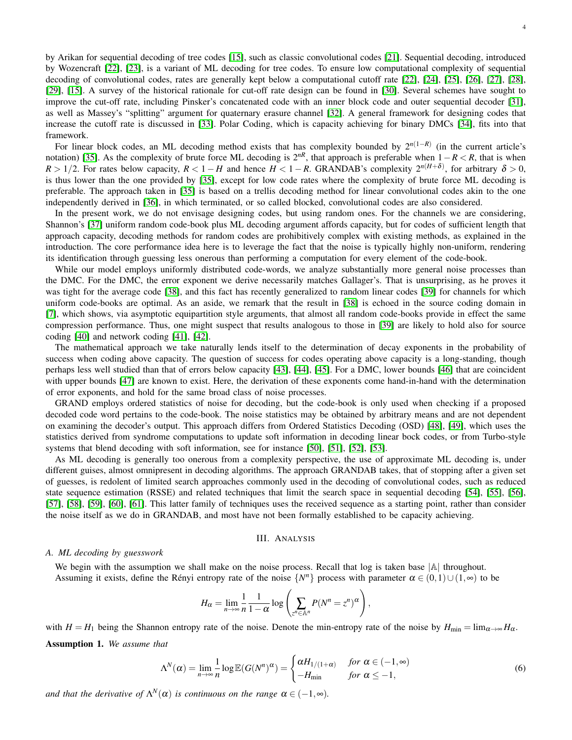by Arikan for sequential decoding of tree codes [15], such as classic convolutional codes [21]. Sequential decoding, introduced by Wozencraft [22], [23], is a variant of ML decoding for tree codes. To ensure low computational complexity of sequential decoding of convolutional codes, rates are generally kept below a computational cutoff rate [22], [24], [25], [26], [27], [28], [29], [15]. A survey of the historical rationale for cut-off rate design can be found in [30]. Several schemes have sought to improve the cut-off rate, including Pinsker's concatenated code with an inner block code and outer sequential decoder [31], as well as Massey's "splitting" argument for quaternary erasure channel [32]. A general framework for designing codes that increase the cutoff rate is discussed in [33]. Polar Coding, which is capacity achieving for binary DMCs [34], fits into that framework.

For linear block codes, an ML decoding method exists that has complexity bounded by $2^{n(1-R)}$ (in the current article's notation) [35]. As the complexity of brute force ML decoding is $2^{nR}$, that approach is preferable when $1-R<R$, that is when $R>1/2$. For rates below capacity, $R<1-H$ and hence $H<1-R$. GRANDAB's complexity $2^{n(H+\delta)}$, for arbitrary $\delta>0$, is thus lower than the one provided by [35], except for low code rates where the complexity of brute force ML decoding is preferable. The approach taken in [35] is based on a trellis decoding method for linear convolutional codes akin to the one independently derived in [36], in which terminated, or so called blocked, convolutional codes are also considered.

In the present work, we do not envisage designing codes, but using random ones. For the channels we are considering, Shannon's [37] uniform random code-book plus ML decoding argument affords capacity, but for codes of sufficient length that approach capacity, decoding methods for random codes are prohibitively complex with existing methods, as explained in the introduction. The core performance idea here is to leverage the fact that the noise is typically highly non-uniform, rendering its identification through guessing less onerous than performing a computation for every element of the code-book.

While our model employs uniformly distributed code-words, we analyze substantially more general noise processes than the DMC. For the DMC, the error exponent we derive necessarily matches Gallager's. That is unsurprising, as he proves it was tight for the average code [38], and this fact has recently generalized to random linear codes [39] for channels for which uniform code-books are optimal. As an aside, we remark that the result in [38] is echoed in the source coding domain in [7], which shows, via asymptotic equipartition style arguments, that almost all random code-books provide in effect the same compression performance. Thus, one might suspect that results analogous to those in [39] are likely to hold also for source coding [40] and network coding [41], [42].

The mathematical approach we take naturally lends itself to the determination of decay exponents in the probability of success when coding above capacity. The question of success for codes operating above capacity is a long-standing, though perhaps less well studied than that of errors below capacity [43], [44], [45]. For a DMC, lower bounds [46] that are coincident with upper bounds [47] are known to exist. Here, the derivation of these exponents come hand-in-hand with the determination of error exponents, and hold for the same broad class of noise processes.

GRAND employs ordered statistics of noise for decoding, but the code-book is only used when checking if a proposed decoded code word pertains to the code-book. The noise statistics may be obtained by arbitrary means and are not dependent on examining the decoder's output. This approach differs from Ordered Statistics Decoding (OSD) [48], [49], which uses the statistics derived from syndrome computations to update soft information in decoding linear bock codes, or from Turbo-style systems that blend decoding with soft information, see for instance [50], [51], [52], [53].

As ML decoding is generally too onerous from a complexity perspective, the use of approximate ML decoding is, under different guises, almost omnipresent in decoding algorithms. The approach GRANDAB takes, that of stopping after a given set of guesses, is redolent of limited search approaches commonly used in the decoding of convolutional codes, such as reduced state sequence estimation (RSSE) and related techniques that limit the search space in sequential decoding [54], [55], [56], [57], [58], [59], [60], [61]. This latter family of techniques uses the received sequence as a starting point, rather than consider the noise itself as we do in GRANDAB, and most have not been formally established to be capacity achieving.

## III. Analysis

### A. ML decoding by guesswork

We begin with the assumption we shall make on the noise process. Recall that log is taken base $|\mathbb{A}|$ throughout.

Assuming it exists, define the Rényi entropy rate of the noise $\{N^n\}$ process with parameter $\alpha\in(0,1)\cup(1,\infty)$ to be

$$H_\alpha=\lim_{n\to\infty}\frac{1}{n}\frac{1}{1-\alpha}\log\left(\sum_{z^n\in\mathbb{A}^n}P(N^n=z^n)^\alpha\right),$$

with $H=H_1$ being the Shannon entropy rate of the noise. Denote the min-entropy rate of the noise by $H_{\min}=\lim_{\alpha\to\infty}H_\alpha$.

**Assumption 1.** *We assume that*

$$\Lambda^N(\alpha)=\lim_{n\to\infty}\frac{1}{n}\log\mathbb{E}(G(N^n)^\alpha)=\begin{cases}\alpha H_{1/(1+\alpha)} & \text{for } \alpha\in(-1,\infty)\\ -H_{\min} & \text{for } \alpha\le -1,\end{cases}\tag{6}$$

*and that the derivative of $\Lambda^N(\alpha)$ is continuous on the range $\alpha\in(-1,\infty)$.*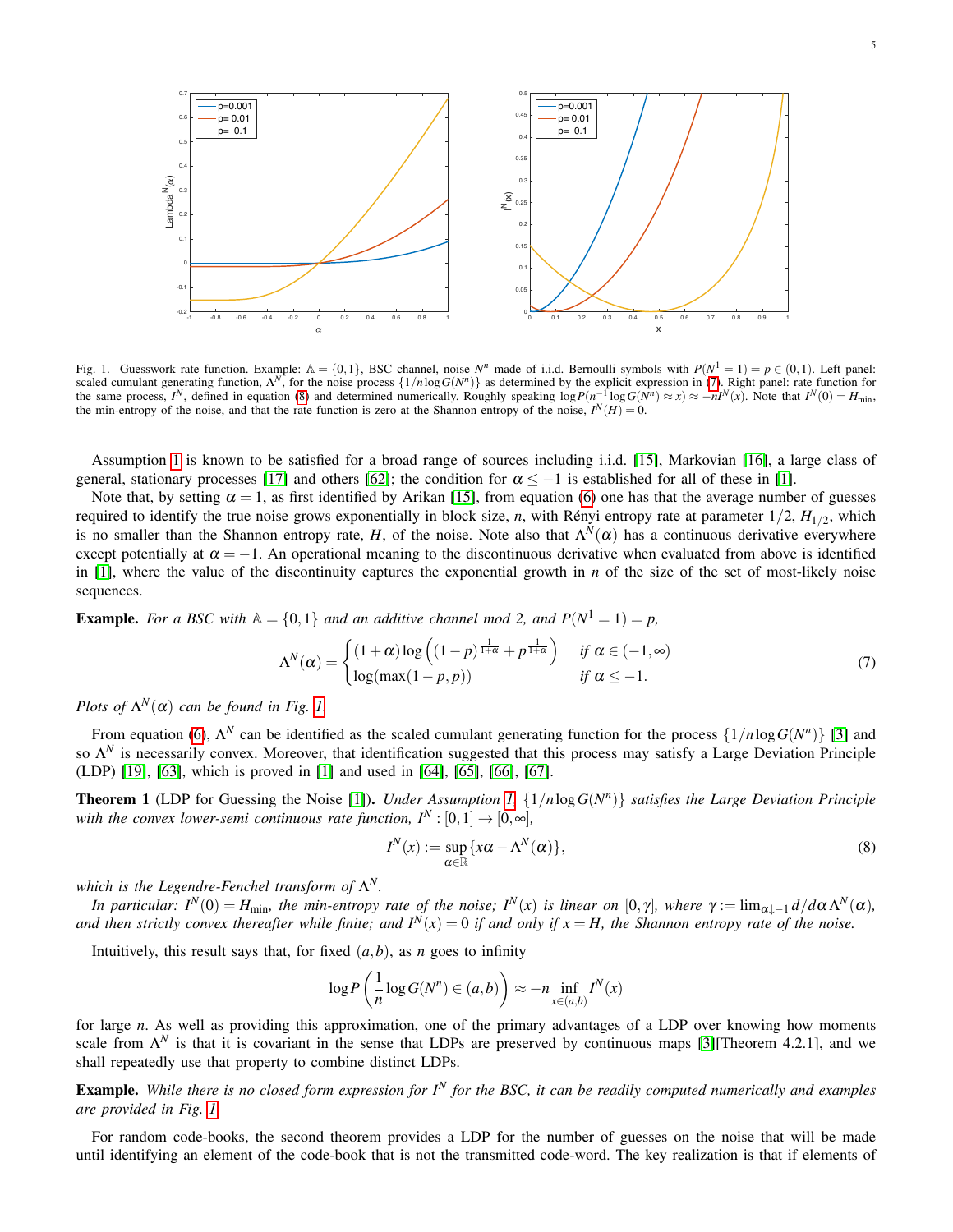Fig. 1. Guesswork rate function. Example: $\mathbb{A} = \{0,1\}$, BSC channel, noise $N^n$ made of i.i.d. Bernoulli symbols with $P(N^1 = 1) = p \in (0,1)$. Left panel: scaled cumulant generating function, $\Lambda^N$, for the noise process $\{1/n \log G(N^n)\}$ as determined by the explicit expression in (7). Right panel: rate function for the same process, $I^N$, defined in equation (8) and determined numerically. Roughly speaking $\log P(n^{-1} \log G(N^n) \approx x) \approx -nI^N(x)$. Note that $I^N(0) = H_{\min}$, the min-entropy of the noise, and that the rate function is zero at the Shannon entropy of the noise, $I^N(H) = 0$.

Assumption 1 is known to be satisfied for a broad range of sources including i.i.d. [15], Markovian [16], a large class of general, stationary processes [17] and others [62]; the condition for $\alpha \leq -1$ is established for all of these in [1].

Note that, by setting $\alpha = 1$, as first identified by Arikan [15], from equation (6) one has that the average number of guesses required to identify the true noise grows exponentially in block size, $n$, with Rényi entropy rate at parameter $1/2$, $H_{1/2}$, which is no smaller than the Shannon entropy rate, $H$, of the noise. Note also that $\Lambda^N(\alpha)$ has a continuous derivative everywhere except potentially at $\alpha = -1$. An operational meaning to the discontinuous derivative when evaluated from above is identified in [1], where the value of the discontinuity captures the exponential growth in $n$ of the size of the set of most-likely noise sequences.

**Example.** *For a BSC with $\mathbb{A} = \{0,1\}$ and an additive channel mod 2, and $P(N^1 = 1) = p$,*

$$\Lambda^N(\alpha) = \begin{cases} (1+\alpha)\log\left((1-p)^{\frac{1}{1+\alpha}} + p^{\frac{1}{1+\alpha}}\right) & \text{if } \alpha \in (-1,\infty) \\ \log(\max(1-p,p)) & \text{if } \alpha \leq -1. \end{cases} \tag{7}$$

*Plots of $\Lambda^N(\alpha)$ can be found in Fig. 1.*

From equation (6), $\Lambda^N$ can be identified as the scaled cumulant generating function for the process $\{1/n \log G(N^n)\}$ [3] and so $\Lambda^N$ is necessarily convex. Moreover, that identification suggested that this process may satisfy a Large Deviation Principle (LDP) [19], [63], which is proved in [1] and used in [64], [65], [66], [67].

**Theorem 1** (LDP for Guessing the Noise [1]). *Under Assumption 1, $\{1/n \log G(N^n)\}$ satisfies the Large Deviation Principle with the convex lower-semi continuous rate function, $I^N : [0,1] \to [0,\infty]$,*

$$I^N(x) := \sup_{\alpha \in \mathbb{R}} \{x\alpha - \Lambda^N(\alpha)\}, \tag{8}$$

*which is the Legendre-Fenchel transform of $\Lambda^N$.*

*In particular: $I^N(0) = H_{\min}$, the min-entropy rate of the noise; $I^N(x)$ is linear on $[0,\gamma]$, where $\gamma := \lim_{\alpha \downarrow -1} d/d\alpha \Lambda^N(\alpha)$, and then strictly convex thereafter while finite; and $I^N(x) = 0$ if and only if $x = H$, the Shannon entropy rate of the noise.*

Intuitively, this result says that, for fixed $(a,b)$, as $n$ goes to infinity

$$\log P\left(\frac{1}{n}\log G(N^n) \in (a,b)\right) \approx -n \inf_{x \in (a,b)} I^N(x)$$

for large $n$. As well as providing this approximation, one of the primary advantages of a LDP over knowing how moments scale from $\Lambda^N$ is that it is covariant in the sense that LDPs are preserved by continuous maps [3][Theorem 4.2.1], and we shall repeatedly use that property to combine distinct LDPs.

**Example.** *While there is no closed form expression for $I^N$ for the BSC, it can be readily computed numerically and examples are provided in Fig. 1.*

For random code-books, the second theorem provides a LDP for the number of guesses on the noise that will be made until identifying an element of the code-book that is not the transmitted code-word. The key realization is that if elements of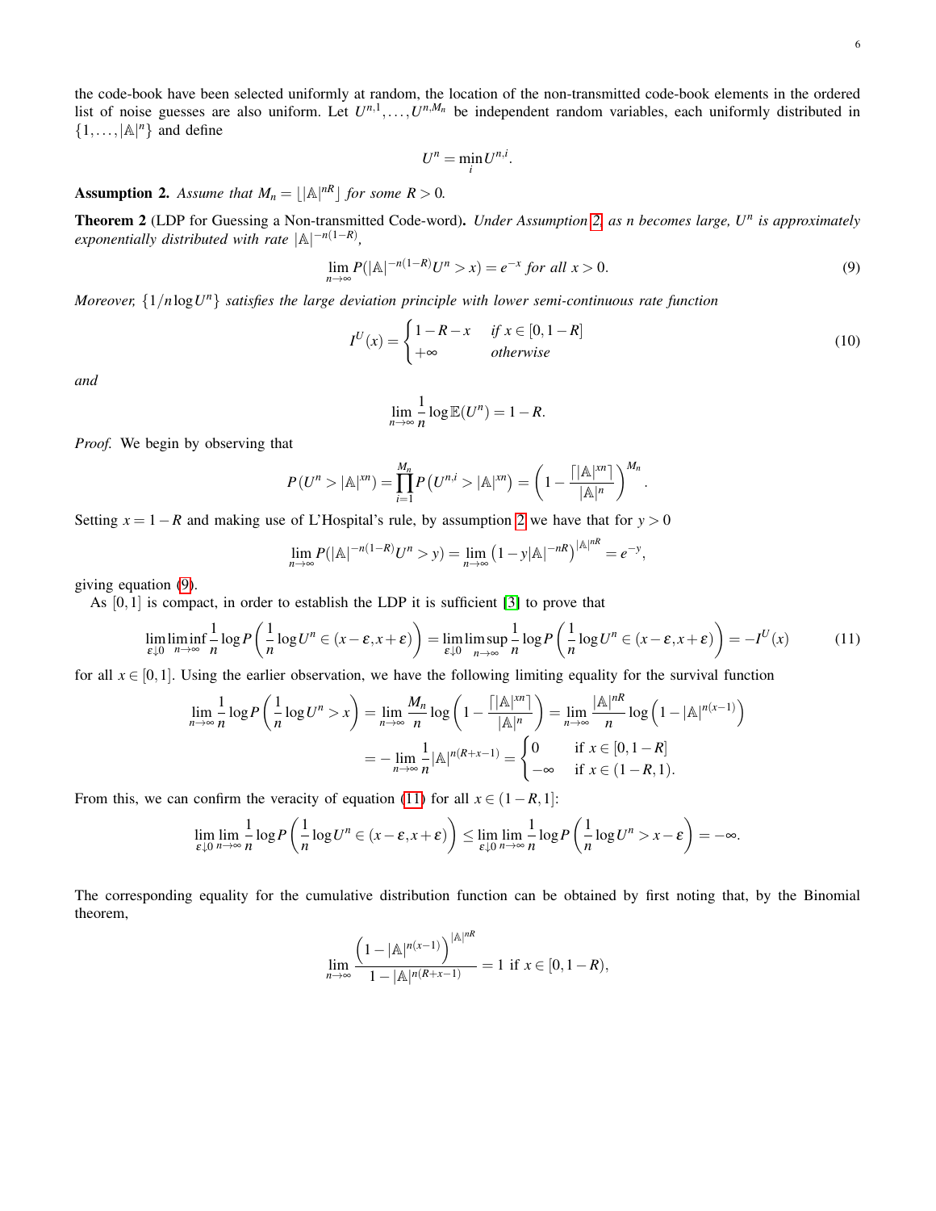the code-book have been selected uniformly at random, the location of the non-transmitted code-book elements in the ordered list of noise guesses are also uniform. Let $U^{n,1},\dots,U^{n,M_n}$ be independent random variables, each uniformly distributed in $\{1,\dots,|\mathbb{A}|^n\}$ and define

$$U^n = \min_i U^{n,i}.$$

**Assumption 2.** *Assume that $M_n = \lfloor |\mathbb{A}|^{nR} \rfloor$ for some $R > 0$.*

**Theorem 2** (LDP for Guessing a Non-transmitted Code-word)**.** *Under Assumption 2, as n becomes large, $U^n$ is approximately exponentially distributed with rate $|\mathbb{A}|^{-n(1-R)}$,*

$$\lim_{n\to\infty} P(|\mathbb{A}|^{-n(1-R)} U^n > x) = e^{-x} \text{ for all } x > 0. \tag{9}$$

*Moreover, $\{1/n \log U^n\}$ satisfies the large deviation principle with lower semi-continuous rate function*

$$I^U(x) = \begin{cases} 1-R-x & \text{if } x \in [0, 1-R] \\ +\infty & \text{otherwise} \end{cases} \tag{10}$$

*and*

$$\lim_{n\to\infty} \frac{1}{n} \log \mathbb{E}(U^n) = 1-R.$$

*Proof.* We begin by observing that

$$P(U^n > |\mathbb{A}|^{xn}) = \prod_{i=1}^{M_n} P\left(U^{n,i} > |\mathbb{A}|^{xn}\right) = \left(1 - \frac{\lceil |\mathbb{A}|^{xn} \rceil}{|\mathbb{A}|^n}\right)^{M_n}.$$

Setting $x = 1-R$ and making use of L'Hospital's rule, by assumption 2 we have that for $y > 0$

$$\lim_{n\to\infty} P(|\mathbb{A}|^{-n(1-R)} U^n > y) = \lim_{n\to\infty} \left(1 - y|\mathbb{A}|^{-nR}\right)^{|\mathbb{A}|^{nR}} = e^{-y},$$

giving equation (9).

As $[0,1]$ is compact, in order to establish the LDP it is sufficient [3] to prove that

$$\lim_{\varepsilon\downarrow 0} \liminf_{n\to\infty} \frac{1}{n} \log P\left(\frac{1}{n}\log U^n \in (x-\varepsilon, x+\varepsilon)\right) = \lim_{\varepsilon\downarrow 0} \limsup_{n\to\infty} \frac{1}{n} \log P\left(\frac{1}{n}\log U^n \in (x-\varepsilon, x+\varepsilon)\right) = -I^U(x) \tag{11}$$

for all $x \in [0,1]$. Using the earlier observation, we have the following limiting equality for the survival function

$$\begin{aligned}
\lim_{n\to\infty} \frac{1}{n} \log P\left(\frac{1}{n}\log U^n > x\right) &= \lim_{n\to\infty} \frac{M_n}{n} \log\left(1 - \frac{\lceil |\mathbb{A}|^{xn} \rceil}{|\mathbb{A}|^n}\right) = \lim_{n\to\infty} \frac{|\mathbb{A}|^{nR}}{n} \log\left(1 - |\mathbb{A}|^{n(x-1)}\right) \\
&= -\lim_{n\to\infty} \frac{1}{n} |\mathbb{A}|^{n(R+x-1)} = \begin{cases} 0 & \text{if } x \in [0, 1-R] \\ -\infty & \text{if } x \in (1-R, 1). \end{cases}
\end{aligned}$$

From this, we can confirm the veracity of equation (11) for all $x \in (1-R, 1]$:

$$\lim_{\varepsilon\downarrow 0} \lim_{n\to\infty} \frac{1}{n} \log P\left(\frac{1}{n}\log U^n \in (x-\varepsilon, x+\varepsilon)\right) \leq \lim_{\varepsilon\downarrow 0} \lim_{n\to\infty} \frac{1}{n} \log P\left(\frac{1}{n}\log U^n > x-\varepsilon\right) = -\infty.$$

The corresponding equality for the cumulative distribution function can be obtained by first noting that, by the Binomial theorem,

$$\lim_{n\to\infty} \frac{\left(1 - |\mathbb{A}|^{n(x-1)}\right)^{|\mathbb{A}|^{nR}}}{1 - |\mathbb{A}|^{n(R+x-1)}} = 1 \text{ if } x \in [0, 1-R),$$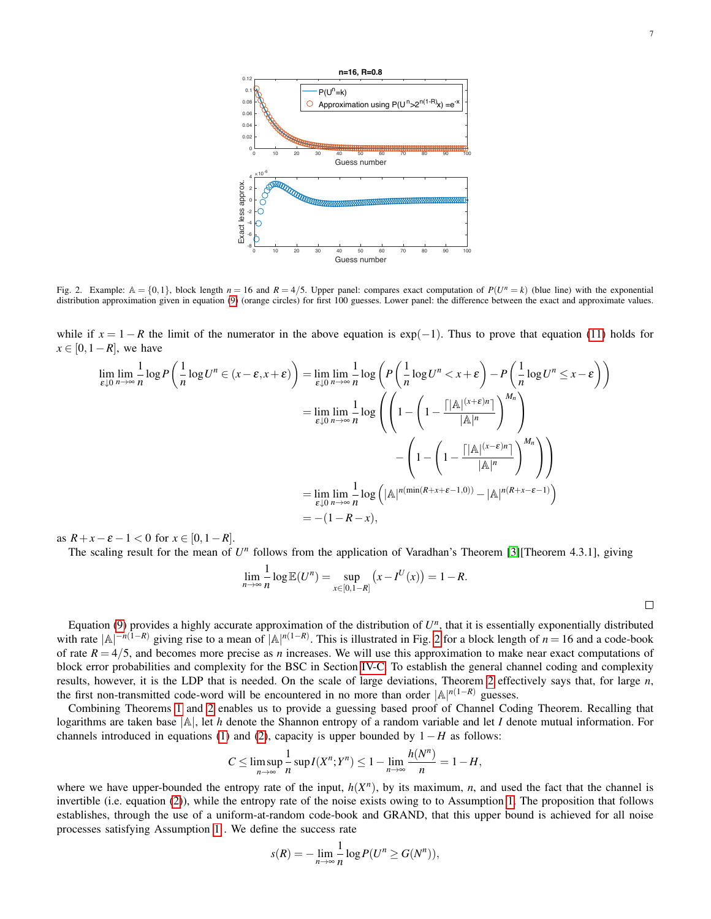Fig. 2. Example: $\mathbb{A} = \{0,1\}$, block length $n = 16$ and $R = 4/5$. Upper panel: compares exact computation of $P(U^n = k)$ (blue line) with the exponential distribution approximation given in equation (9) (orange circles) for first 100 guesses. Lower panel: the difference between the exact and approximate values.

while if $x = 1-R$ the limit of the numerator in the above equation is $\exp(-1)$. Thus to prove that equation (11) holds for $x \in [0, 1-R]$, we have

$$
\begin{aligned}
\lim_{\varepsilon \downarrow 0} \lim_{n\to\infty} \frac{1}{n} \log P\left(\frac{1}{n}\log U^n \in (x-\varepsilon, x+\varepsilon)\right) &= \lim_{\varepsilon \downarrow 0} \lim_{n\to\infty} \frac{1}{n} \log \left( P\left(\frac{1}{n}\log U^n < x+\varepsilon\right) - P\left(\frac{1}{n}\log U^n \le x-\varepsilon\right)\right) \\
&= \lim_{\varepsilon \downarrow 0} \lim_{n\to\infty} \frac{1}{n} \log \left( \left(1 - \left(1 - \frac{\lceil |\mathbb{A}|^{(x+\varepsilon)n}\rceil}{|\mathbb{A}|^n}\right)^{M_n}\right) \right. \\
&\qquad \left. - \left(1 - \left(1 - \frac{\lceil |\mathbb{A}|^{(x-\varepsilon)n}\rceil}{|\mathbb{A}|^n}\right)^{M_n}\right)\right) \\
&= \lim_{\varepsilon \downarrow 0} \lim_{n\to\infty} \frac{1}{n} \log \left( |\mathbb{A}|^{n(\min(R+x+\varepsilon-1,0))} - |\mathbb{A}|^{n(R+x-\varepsilon-1)}\right) \\
&= -(1-R-x),
\end{aligned}
$$

as $R + x - \varepsilon - 1 < 0$ for $x \in [0, 1-R]$.

The scaling result for the mean of $U^n$ follows from the application of Varadhan's Theorem [3][Theorem 4.3.1], giving

$$
\lim_{n\to\infty} \frac{1}{n} \log \mathbb{E}(U^n) = \sup_{x\in[0,1-R]} \left(x - I^U(x)\right) = 1-R.
$$

□

Equation (9) provides a highly accurate approximation of the distribution of $U^n$, that it is essentially exponentially distributed with rate $|\mathbb{A}|^{-n(1-R)}$ giving rise to a mean of $|\mathbb{A}|^{n(1-R)}$. This is illustrated in Fig. 2 for a block length of $n = 16$ and a code-book of rate $R = 4/5$, and becomes more precise as $n$ increases. We will use this approximation to make near exact computations of block error probabilities and complexity for the BSC in Section IV-C. To establish the general channel coding and complexity results, however, it is the LDP that is needed. On the scale of large deviations, Theorem 2 effectively says that, for large $n$, the first non-transmitted code-word will be encountered in no more than order $|\mathbb{A}|^{n(1-R)}$ guesses.

Combining Theorems 1 and 2 enables us to provide a guessing based proof of Channel Coding Theorem. Recalling that logarithms are taken base $|\mathbb{A}|$, let $h$ denote the Shannon entropy of a random variable and let $I$ denote mutual information. For channels introduced in equations (1) and (2), capacity is upper bounded by $1-H$ as follows:

$$
C \le \limsup_{n\to\infty} \frac{1}{n} \sup I(X^n; Y^n) \le 1 - \lim_{n\to\infty} \frac{h(N^n)}{n} = 1 - H,
$$

where we have upper-bounded the entropy rate of the input, $h(X^n)$, by its maximum, $n$, and used the fact that the channel is invertible (i.e. equation (2)), while the entropy rate of the noise exists owing to to Assumption 1. The proposition that follows establishes, through the use of a uniform-at-random code-book and GRAND, that this upper bound is achieved for all noise processes satisfying Assumption 1 . We define the success rate

$$
s(R) = -\lim_{n\to\infty} \frac{1}{n} \log P(U^n \ge G(N^n)),
$$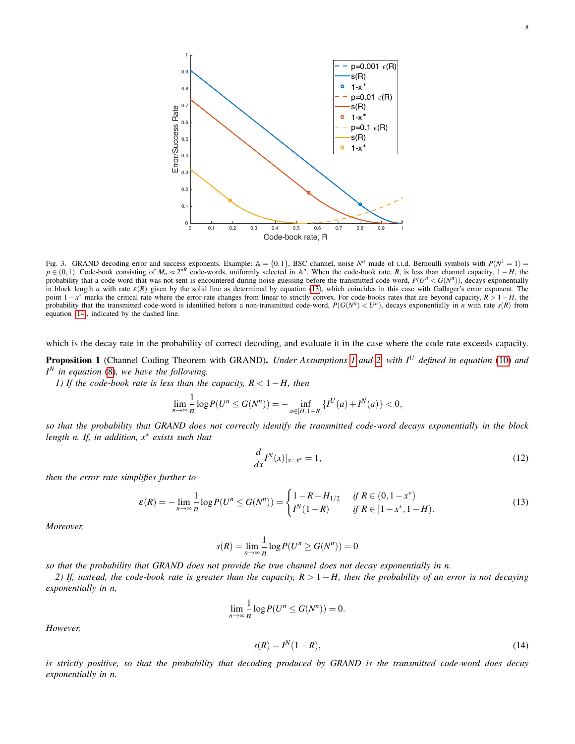Fig. 3. GRAND decoding error and success exponents. Example: $\mathbb{A} = \{0,1\}$, BSC channel, noise $N^n$ made of i.i.d. Bernoulli symbols with $P(N^1 = 1) = p \in (0,1)$. Code-book consisting of $M_n \approx 2^{nR}$ code-words, uniformly selected in $\mathbb{A}^n$. When the code-book rate, $R$, is less than channel capacity, $1-H$, the probability that a code-word that was not sent is encountered during noise guessing before the transmitted code-word, $P(U^n < G(N^n))$, decays exponentially in block length $n$ with rate $\varepsilon(R)$ given by the solid line as determined by equation (13), which coincides in this case with Gallager's error exponent. The point $1-x^*$ marks the critical rate where the error-rate changes from linear to strictly convex. For code-books rates that are beyond capacity, $R > 1-H$, the probability that the transmitted code-word is identified before a non-transmitted code-word, $P(G(N^n) < U^n)$, decays exponentially in $n$ with rate $s(R)$ from equation (14), indicated by the dashed line.

which is the decay rate in the probability of correct decoding, and evaluate it in the case where the code rate exceeds capacity.

**Proposition 1** (Channel Coding Theorem with GRAND). *Under Assumptions 1 and 2, with $I^U$ defined in equation (10) and $I^N$ in equation (8), we have the following.*

*1) If the code-book rate is less than the capacity, $R < 1-H$, then*

$$\lim_{n\to\infty} \frac{1}{n} \log P(U^n \leq G(N^n)) = -\inf_{a\in[H,1-R]} \{I^U(a) + I^N(a)\} < 0,$$

*so that the probability that GRAND does not correctly identify the transmitted code-word decays exponentially in the block length $n$. If, in addition, $x^*$ exists such that*

$$\frac{d}{dx} I^N(x)|_{x=x^*} = 1, \tag{12}$$

*then the error rate simplifies further to*

$$\varepsilon(R) = -\lim_{n\to\infty} \frac{1}{n} \log P(U^n \leq G(N^n)) = \begin{cases} 1-R-H_{1/2} & \text{if } R \in (0, 1-x^*) \\ I^N(1-R) & \text{if } R \in [1-x^*, 1-H). \end{cases} \tag{13}$$

*Moreover,*

$$s(R) = \lim_{n\to\infty} \frac{1}{n} \log P(U^n \geq G(N^n)) = 0$$

*so that the probability that GRAND does not provide the true channel does not decay exponentially in $n$.*

*2) If, instead, the code-book rate is greater than the capacity, $R > 1-H$, then the probability of an error is not decaying exponentially in $n$,*

$$\lim_{n\to\infty} \frac{1}{n} \log P(U^n \leq G(N^n)) = 0.$$

*However,*

$$s(R) = I^N(1-R), \tag{14}$$

*is strictly positive, so that the probability that decoding produced by GRAND is the transmitted code-word does decay exponentially in $n$.*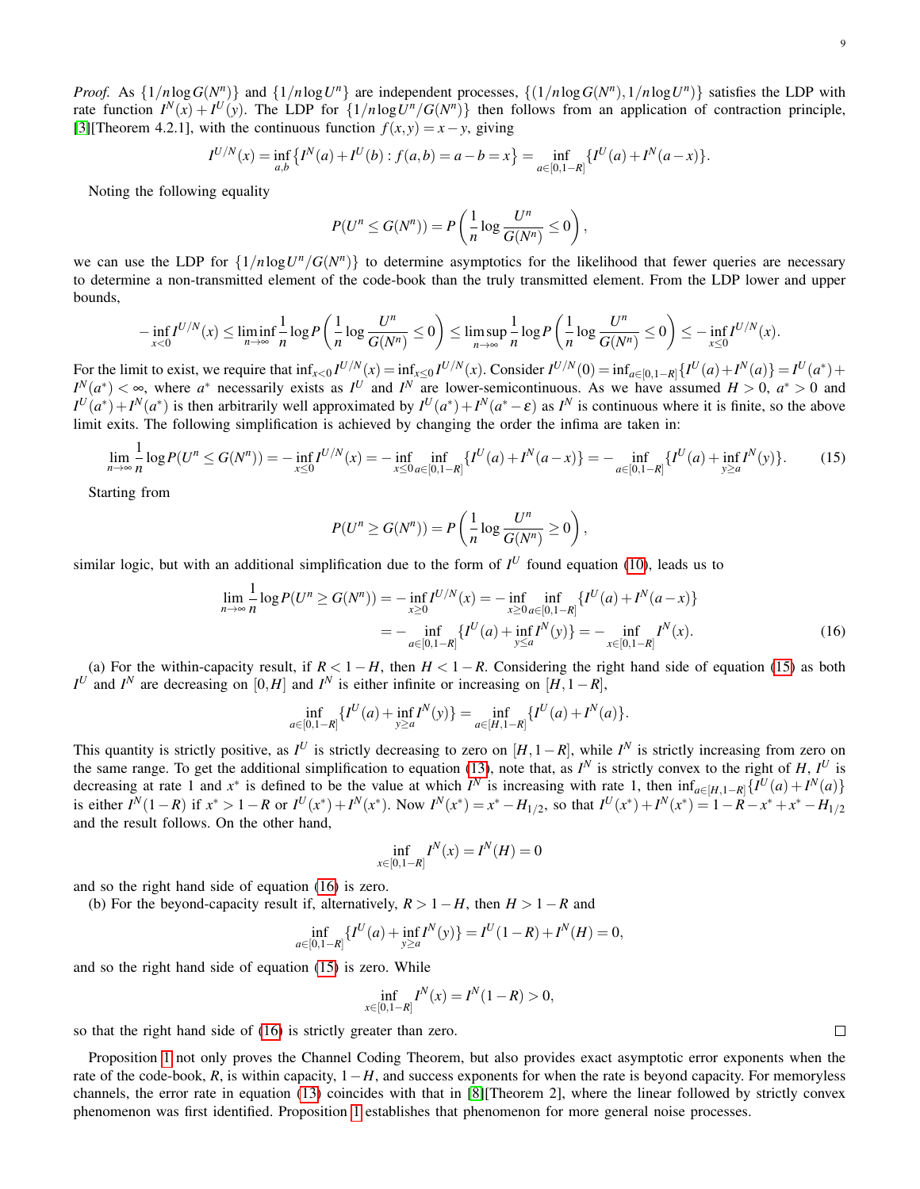*Proof.* As $\{1/n \log G(N^n)\}$ and $\{1/n \log U^n\}$ are independent processes, $\{(1/n \log G(N^n), 1/n \log U^n)\}$ satisfies the LDP with rate function $I^N(x) + I^U(y)$. The LDP for $\{1/n \log U^n/G(N^n)\}$ then follows from an application of contraction principle, [3][Theorem 4.2.1], with the continuous function $f(x,y) = x - y$, giving

$$I^{U/N}(x) = \inf_{a,b}\left\{I^N(a) + I^U(b) : f(a,b) = a - b = x\right\} = \inf_{a\in[0,1-R]}\{I^U(a) + I^N(a-x)\}.$$

Noting the following equality

$$P(U^n \leq G(N^n)) = P\left(\frac{1}{n}\log\frac{U^n}{G(N^n)} \leq 0\right),$$

we can use the LDP for $\{1/n \log U^n/G(N^n)\}$ to determine asymptotics for the likelihood that fewer queries are necessary to determine a non-transmitted element of the code-book than the truly transmitted element. From the LDP lower and upper bounds,

$$-\inf_{x<0} I^{U/N}(x) \leq \liminf_{n\to\infty}\frac{1}{n}\log P\left(\frac{1}{n}\log\frac{U^n}{G(N^n)} \leq 0\right) \leq \limsup_{n\to\infty}\frac{1}{n}\log P\left(\frac{1}{n}\log\frac{U^n}{G(N^n)} \leq 0\right) \leq -\inf_{x\leq 0} I^{U/N}(x).$$

For the limit to exist, we require that $\inf_{x<0} I^{U/N}(x) = \inf_{x\leq 0} I^{U/N}(x)$. Consider $I^{U/N}(0) = \inf_{a\in[0,1-R]}\{I^U(a) + I^N(a)\} = I^U(a^*) + I^N(a^*) < \infty$, where $a^*$ necessarily exists as $I^U$ and $I^N$ are lower-semicontinuous. As we have assumed $H > 0$, $a^* > 0$ and $I^U(a^*) + I^N(a^*)$ is then arbitrarily well approximated by $I^U(a^*) + I^N(a^* - \varepsilon)$ as $I^N$ is continuous where it is finite, so the above limit exits. The following simplification is achieved by changing the order the infima are taken in:

$$\lim_{n\to\infty}\frac{1}{n}\log P(U^n \leq G(N^n)) = -\inf_{x\leq 0} I^{U/N}(x) = -\inf_{x\leq 0}\inf_{a\in[0,1-R]}\{I^U(a) + I^N(a-x)\} = -\inf_{a\in[0,1-R]}\{I^U(a) + \inf_{y\geq a} I^N(y)\}. \tag{15}$$

Starting from

$$P(U^n \geq G(N^n)) = P\left(\frac{1}{n}\log\frac{U^n}{G(N^n)} \geq 0\right),$$

similar logic, but with an additional simplification due to the form of $I^U$ found equation (10), leads us to

$$\begin{aligned}\lim_{n\to\infty}\frac{1}{n}\log P(U^n \geq G(N^n)) &= -\inf_{x\geq 0} I^{U/N}(x) = -\inf_{x\geq 0}\inf_{a\in[0,1-R]}\{I^U(a) + I^N(a-x)\} \\ &= -\inf_{a\in[0,1-R]}\{I^U(a) + \inf_{y\leq a} I^N(y)\} = -\inf_{x\in[0,1-R]} I^N(x).\end{aligned} \tag{16}$$

(a) For the within-capacity result, if $R < 1 - H$, then $H < 1 - R$. Considering the right hand side of equation (15) as both $I^U$ and $I^N$ are decreasing on $[0,H]$ and $I^N$ is either infinite or increasing on $[H, 1-R]$,

$$\inf_{a\in[0,1-R]}\{I^U(a) + \inf_{y\geq a} I^N(y)\} = \inf_{a\in[H,1-R]}\{I^U(a) + I^N(a)\}.$$

This quantity is strictly positive, as $I^U$ is strictly decreasing to zero on $[H, 1-R]$, while $I^N$ is strictly increasing from zero on the same range. To get the additional simplification to equation (13), note that, as $I^N$ is strictly convex to the right of $H$, $I^U$ is decreasing at rate 1 and $x^*$ is defined to be the value at which $I^N$ is increasing with rate 1, then $\inf_{a\in[H,1-R]}\{I^U(a) + I^N(a)\}$ is either $I^N(1-R)$ if $x^* > 1-R$ or $I^U(x^*) + I^N(x^*)$. Now $I^N(x^*) = x^* - H_{1/2}$, so that $I^U(x^*) + I^N(x^*) = 1 - R - x^* + x^* - H_{1/2}$ and the result follows. On the other hand,

$$\inf_{x\in[0,1-R]} I^N(x) = I^N(H) = 0$$

and so the right hand side of equation (16) is zero.

(b) For the beyond-capacity result if, alternatively, $R > 1 - H$, then $H > 1 - R$ and

$$\inf_{a\in[0,1-R]}\{I^U(a) + \inf_{y\geq a} I^N(y)\} = I^U(1-R) + I^N(H) = 0,$$

and so the right hand side of equation (15) is zero. While

$$\inf_{x\in[0,1-R]} I^N(x) = I^N(1-R) > 0,$$

so that the right hand side of (16) is strictly greater than zero. ∎

Proposition 1 not only proves the Channel Coding Theorem, but also provides exact asymptotic error exponents when the rate of the code-book, $R$, is within capacity, $1 - H$, and success exponents for when the rate is beyond capacity. For memoryless channels, the error rate in equation (13) coincides with that in [8][Theorem 2], where the linear followed by strictly convex phenomenon was first identified. Proposition 1 establishes that phenomenon for more general noise processes.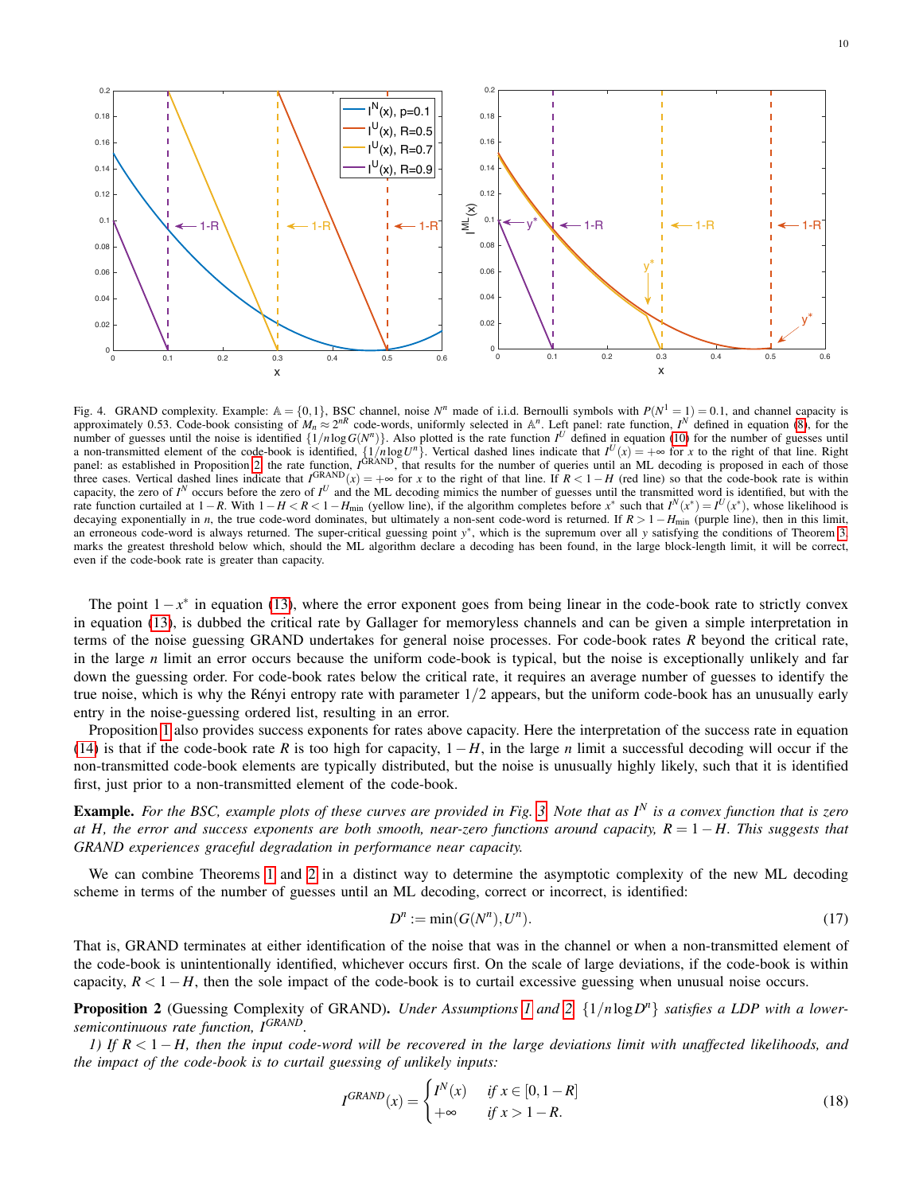Fig. 4. GRAND complexity. Example: $\mathbb{A} = \{0,1\}$, BSC channel, noise $N^n$ made of i.i.d. Bernoulli symbols with $P(N^1 = 1) = 0.1$, and channel capacity is approximately 0.53. Code-book consisting of $M_n \approx 2^{nR}$ code-words, uniformly selected in $\mathbb{A}^n$. Left panel: rate function, $I^N$ defined in equation (8), for the number of guesses until the noise is identified $\{1/n \log G(N^n)\}$. Also plotted is the rate function $I^U$ defined in equation (10) for the number of guesses until a non-transmitted element of the code-book is identified, $\{1/n \log U^n\}$. Vertical dashed lines indicate that $I^U(x) = +\infty$ for $x$ to the right of that line. Right panel: as established in Proposition 2, the rate function, $I^{\text{GRAND}}$, that results for the number of queries until an ML decoding is proposed in each of those three cases. Vertical dashed lines indicate that $I^{\text{GRAND}}(x) = +\infty$ for $x$ to the right of that line. If $R < 1-H$ (red line) so that the code-book rate is within capacity, the zero of $I^N$ occurs before the zero of $I^U$ and the ML decoding mimics the number of guesses until the transmitted word is identified, but with the rate function curtailed at $1-R$. With $1-H < R < 1-H_{\min}$ (yellow line), if the algorithm completes before $x^*$ such that $I^N(x^*) = I^U(x^*)$, whose likelihood is decaying exponentially in $n$, the true code-word dominates, but ultimately a non-sent code-word is returned. If $R > 1-H_{\min}$ (purple line), then in this limit, an erroneous code-word is always returned. The super-critical guessing point $y^*$, which is the supremum over all $y$ satisfying the conditions of Theorem 3, marks the greatest threshold below which, should the ML algorithm declare a decoding has been found, in the large block-length limit, it will be correct, even if the code-book rate is greater than capacity.

The point $1-x^*$ in equation (13), where the error exponent goes from being linear in the code-book rate to strictly convex in equation (13), is dubbed the critical rate by Gallager for memoryless channels and can be given a simple interpretation in terms of the noise guessing GRAND undertakes for general noise processes. For code-book rates $R$ beyond the critical rate, in the large $n$ limit an error occurs because the uniform code-book is typical, but the noise is exceptionally unlikely and far down the guessing order. For code-book rates below the critical rate, it requires an average number of guesses to identify the true noise, which is why the Rényi entropy rate with parameter $1/2$ appears, but the uniform code-book has an unusually early entry in the noise-guessing ordered list, resulting in an error.

Proposition 1 also provides success exponents for rates above capacity. Here the interpretation of the success rate in equation (14) is that if the code-book rate $R$ is too high for capacity, $1-H$, in the large $n$ limit a successful decoding will occur if the non-transmitted code-book elements are typically distributed, but the noise is unusually highly likely, such that it is identified first, just prior to a non-transmitted element of the code-book.

**Example.** *For the BSC, example plots of these curves are provided in Fig. 3. Note that as $I^N$ is a convex function that is zero at $H$, the error and success exponents are both smooth, near-zero functions around capacity, $R = 1-H$. This suggests that GRAND experiences graceful degradation in performance near capacity.*

We can combine Theorems 1 and 2 in a distinct way to determine the asymptotic complexity of the new ML decoding scheme in terms of the number of guesses until an ML decoding, correct or incorrect, is identified:

$$D^n := \min(G(N^n), U^n). \tag{17}$$

That is, GRAND terminates at either identification of the noise that was in the channel or when a non-transmitted element of the code-book is unintentionally identified, whichever occurs first. On the scale of large deviations, if the code-book is within capacity, $R < 1-H$, then the sole impact of the code-book is to curtail excessive guessing when unusual noise occurs.

**Proposition 2** (Guessing Complexity of GRAND). *Under Assumptions 1 and 2, $\{1/n \log D^n\}$ satisfies a LDP with a lower-semicontinuous rate function, $I^{GRAND}$.*

*1) If $R < 1-H$, then the input code-word will be recovered in the large deviations limit with unaffected likelihoods, and the impact of the code-book is to curtail guessing of unlikely inputs:*

$$I^{GRAND}(x) = \begin{cases} I^N(x) & \text{if } x \in [0, 1-R] \\ +\infty & \text{if } x > 1-R. \end{cases} \tag{18}$$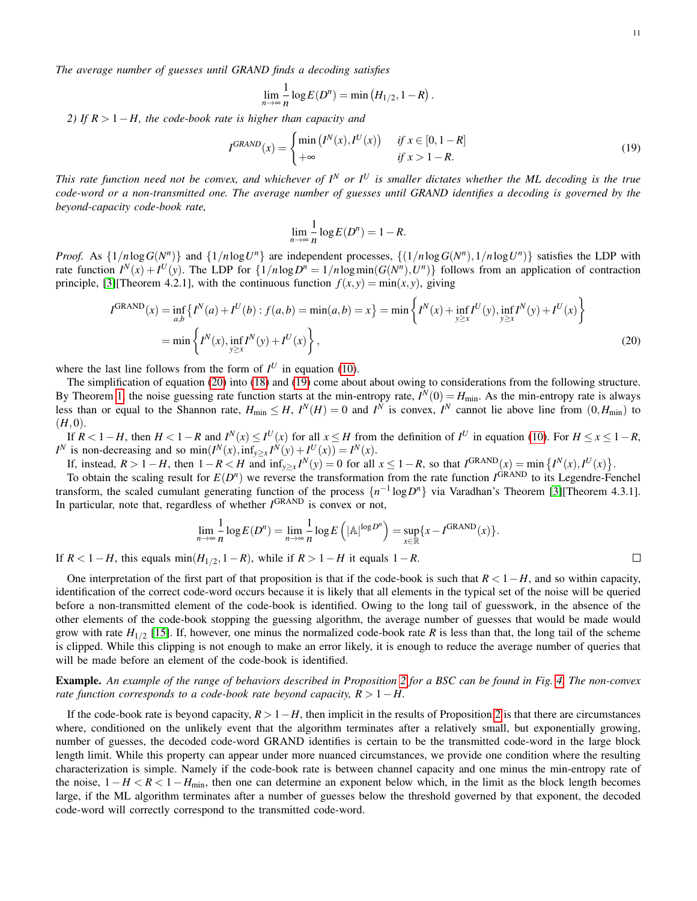*The average number of guesses until GRAND finds a decoding satisfies*

$$\lim_{n\to\infty} \frac{1}{n} \log E(D^n) = \min\left(H_{1/2}, 1-R\right).$$

*2) If $R > 1-H$, the code-book rate is higher than capacity and*

$$I^{GRAND}(x) = \begin{cases} \min\left(I^N(x), I^U(x)\right) & \text{if } x \in [0, 1-R] \\ +\infty & \text{if } x > 1-R. \end{cases} \tag{19}$$

*This rate function need not be convex, and whichever of $I^N$ or $I^U$ is smaller dictates whether the ML decoding is the true code-word or a non-transmitted one. The average number of guesses until GRAND identifies a decoding is governed by the beyond-capacity code-book rate,*

$$\lim_{n\to\infty} \frac{1}{n} \log E(D^n) = 1-R.$$

*Proof.* As $\{1/n \log G(N^n)\}$ and $\{1/n \log U^n\}$ are independent processes, $\{(1/n \log G(N^n), 1/n \log U^n)\}$ satisfies the LDP with rate function $I^N(x) + I^U(y)$. The LDP for $\{1/n \log D^n = 1/n \log \min(G(N^n), U^n)\}$ follows from an application of contraction principle, [3][Theorem 4.2.1], with the continuous function $f(x,y) = \min(x,y)$, giving

$$\begin{aligned} I^{\text{GRAND}}(x) &= \inf_{a,b}\left\{I^N(a) + I^U(b) : f(a,b) = \min(a,b) = x\right\} = \min\left\{I^N(x) + \inf_{y\geq x} I^U(y), \inf_{y\geq x} I^N(y) + I^U(x)\right\} \\ &= \min\left\{I^N(x), \inf_{y\geq x} I^N(y) + I^U(x)\right\}, \end{aligned} \tag{20}$$

where the last line follows from the form of $I^U$ in equation (10).

The simplification of equation (20) into (18) and (19) come about about owing to considerations from the following structure. By Theorem 1, the noise guessing rate function starts at the min-entropy rate, $I^N(0) = H_{\min}$. As the min-entropy rate is always less than or equal to the Shannon rate, $H_{\min} \leq H$, $I^N(H) = 0$ and $I^N$ is convex, $I^N$ cannot lie above line from $(0, H_{\min})$ to $(H, 0)$.

If $R < 1-H$, then $H < 1-R$ and $I^N(x) \leq I^U(x)$ for all $x \leq H$ from the definition of $I^U$ in equation (10). For $H \leq x \leq 1-R$, $I^N$ is non-decreasing and so $\min(I^N(x), \inf_{y\geq x} I^N(y) + I^U(x)) = I^N(x)$.

If, instead, $R > 1-H$, then $1-R < H$ and $\inf_{y\geq x} I^N(y) = 0$ for all $x \leq 1-R$, so that $I^{\text{GRAND}}(x) = \min\left\{I^N(x), I^U(x)\right\}$.

To obtain the scaling result for $E(D^n)$ we reverse the transformation from the rate function $I^{\text{GRAND}}$ to its Legendre-Fenchel transform, the scaled cumulant generating function of the process $\{n^{-1} \log D^n\}$ via Varadhan's Theorem [3][Theorem 4.3.1]. In particular, note that, regardless of whether $I^{\text{GRAND}}$ is convex or not,

$$\lim_{n\to\infty} \frac{1}{n} \log E(D^n) = \lim_{n\to\infty} \frac{1}{n} \log E\left(|\mathbb{A}|^{\log D^n}\right) = \sup_{x\in\mathbb{R}}\{x - I^{\text{GRAND}}(x)\}.$$

If $R < 1-H$, this equals $\min(H_{1/2}, 1-R)$, while if $R > 1-H$ it equals $1-R$. □

One interpretation of the first part of that proposition is that if the code-book is such that $R < 1-H$, and so within capacity, identification of the correct code-word occurs because it is likely that all elements in the typical set of the noise will be queried before a non-transmitted element of the code-book is identified. Owing to the long tail of guesswork, in the absence of the other elements of the code-book stopping the guessing algorithm, the average number of guesses that would be made would grow with rate $H_{1/2}$ [15]. If, however, one minus the normalized code-book rate $R$ is less than that, the long tail of the scheme is clipped. While this clipping is not enough to make an error likely, it is enough to reduce the average number of queries that will be made before an element of the code-book is identified.

**Example.** *An example of the range of behaviors described in Proposition 2 for a BSC can be found in Fig. 4. The non-convex rate function corresponds to a code-book rate beyond capacity, $R > 1-H$.*

If the code-book rate is beyond capacity, $R > 1-H$, then implicit in the results of Proposition 2 is that there are circumstances where, conditioned on the unlikely event that the algorithm terminates after a relatively small, but exponentially growing, number of guesses, the decoded code-word GRAND identifies is certain to be the transmitted code-word in the large block length limit. While this property can appear under more nuanced circumstances, we provide one condition where the resulting characterization is simple. Namely if the code-book rate is between channel capacity and one minus the min-entropy rate of the noise, $1-H < R < 1-H_{\min}$, then one can determine an exponent below which, in the limit as the block length becomes large, if the ML algorithm terminates after a number of guesses below the threshold governed by that exponent, the decoded code-word will correctly correspond to the transmitted code-word.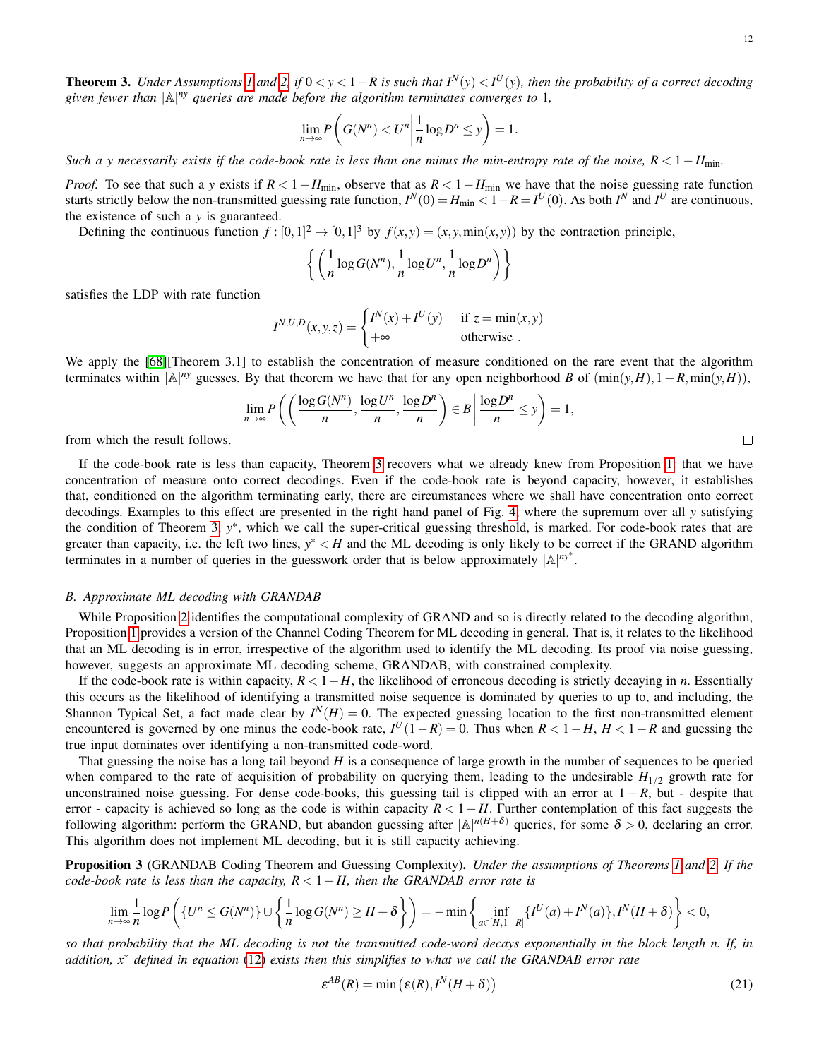**Theorem 3.** *Under Assumptions 1 and 2, if $0 < y < 1-R$ is such that $I^N(y) < I^U(y)$, then the probability of a correct decoding given fewer than $|\mathbb{A}|^{ny}$ queries are made before the algorithm terminates converges to 1,*

$$\lim_{n\to\infty} P\left( G(N^n) < U^n \middle| \frac{1}{n}\log D^n \leq y \right) = 1.$$

*Such a $y$ necessarily exists if the code-book rate is less than one minus the min-entropy rate of the noise, $R < 1 - H_{\min}$.*

*Proof.* To see that such a $y$ exists if $R < 1 - H_{\min}$, observe that as $R < 1 - H_{\min}$ we have that the noise guessing rate function starts strictly below the non-transmitted guessing rate function, $I^N(0) = H_{\min} < 1 - R = I^U(0)$. As both $I^N$ and $I^U$ are continuous, the existence of such a $y$ is guaranteed.

Defining the continuous function $f : [0,1]^2 \to [0,1]^3$ by $f(x,y) = (x, y, \min(x,y))$ by the contraction principle,

$$\left\{ \left( \frac{1}{n}\log G(N^n), \frac{1}{n}\log U^n, \frac{1}{n}\log D^n \right) \right\}$$

satisfies the LDP with rate function

$$I^{N,U,D}(x,y,z) = \begin{cases} I^N(x) + I^U(y) & \text{if } z = \min(x,y) \\ +\infty & \text{otherwise} \end{cases}.$$

We apply the [68][Theorem 3.1] to establish the concentration of measure conditioned on the rare event that the algorithm terminates within $|\mathbb{A}|^{ny}$ guesses. By that theorem we have that for any open neighborhood $B$ of $(\min(y,H), 1-R, \min(y,H))$,

$$\lim_{n\to\infty} P\left( \left( \frac{\log G(N^n)}{n}, \frac{\log U^n}{n}, \frac{\log D^n}{n} \right) \in B \middle| \frac{\log D^n}{n} \leq y \right) = 1,$$

from which the result follows. ∎

If the code-book rate is less than capacity, Theorem 3 recovers what we already knew from Proposition 1: that we have concentration of measure onto correct decodings. Even if the code-book rate is beyond capacity, however, it establishes that, conditioned on the algorithm terminating early, there are circumstances where we shall have concentration onto correct decodings. Examples to this effect are presented in the right hand panel of Fig. 4, where the supremum over all $y$ satisfying the condition of Theorem 3, $y^*$, which we call the super-critical guessing threshold, is marked. For code-book rates that are greater than capacity, i.e. the left two lines, $y^* < H$ and the ML decoding is only likely to be correct if the GRAND algorithm terminates in a number of queries in the guesswork order that is below approximately $|\mathbb{A}|^{ny^*}$.

### B. Approximate ML decoding with GRANDAB

While Proposition 2 identifies the computational complexity of GRAND and so is directly related to the decoding algorithm, Proposition 1 provides a version of the Channel Coding Theorem for ML decoding in general. That is, it relates to the likelihood that an ML decoding is in error, irrespective of the algorithm used to identify the ML decoding. Its proof via noise guessing, however, suggests an approximate ML decoding scheme, GRANDAB, with constrained complexity.

If the code-book rate is within capacity, $R < 1 - H$, the likelihood of erroneous decoding is strictly decaying in $n$. Essentially this occurs as the likelihood of identifying a transmitted noise sequence is dominated by queries to up to, and including, the Shannon Typical Set, a fact made clear by $I^N(H) = 0$. The expected guessing location to the first non-transmitted element encountered is governed by one minus the code-book rate, $I^U(1-R) = 0$. Thus when $R < 1 - H$, $H < 1 - R$ and guessing the true input dominates over identifying a non-transmitted code-word.

That guessing the noise has a long tail beyond $H$ is a consequence of large growth in the number of sequences to be queried when compared to the rate of acquisition of probability on querying them, leading to the undesirable $H_{1/2}$ growth rate for unconstrained noise guessing. For dense code-books, this guessing tail is clipped with an error at $1 - R$, but - despite that error - capacity is achieved so long as the code is within capacity $R < 1 - H$. Further contemplation of this fact suggests the following algorithm: perform the GRAND, but abandon guessing after $|\mathbb{A}|^{n(H+\delta)}$ queries, for some $\delta > 0$, declaring an error. This algorithm does not implement ML decoding, but it is still capacity achieving.

**Proposition 3** (GRANDAB Coding Theorem and Guessing Complexity). *Under the assumptions of Theorems 1 and 2. If the code-book rate is less than the capacity, $R < 1 - H$, then the GRANDAB error rate is*

$$\lim_{n\to\infty} \frac{1}{n}\log P\left( \{U^n \leq G(N^n)\} \cup \left\{ \frac{1}{n}\log G(N^n) \geq H + \delta \right\} \right) = -\min\left\{ \inf_{a\in[H,1-R]} \{I^U(a) + I^N(a)\}, I^N(H+\delta) \right\} < 0,$$

*so that probability that the ML decoding is not the transmitted code-word decays exponentially in the block length $n$. If, in addition, $x^*$ defined in equation (12) exists then this simplifies to what we call the GRANDAB error rate*

$$\varepsilon^{AB}(R) = \min\left( \varepsilon(R), I^N(H+\delta) \right) \tag{21}$$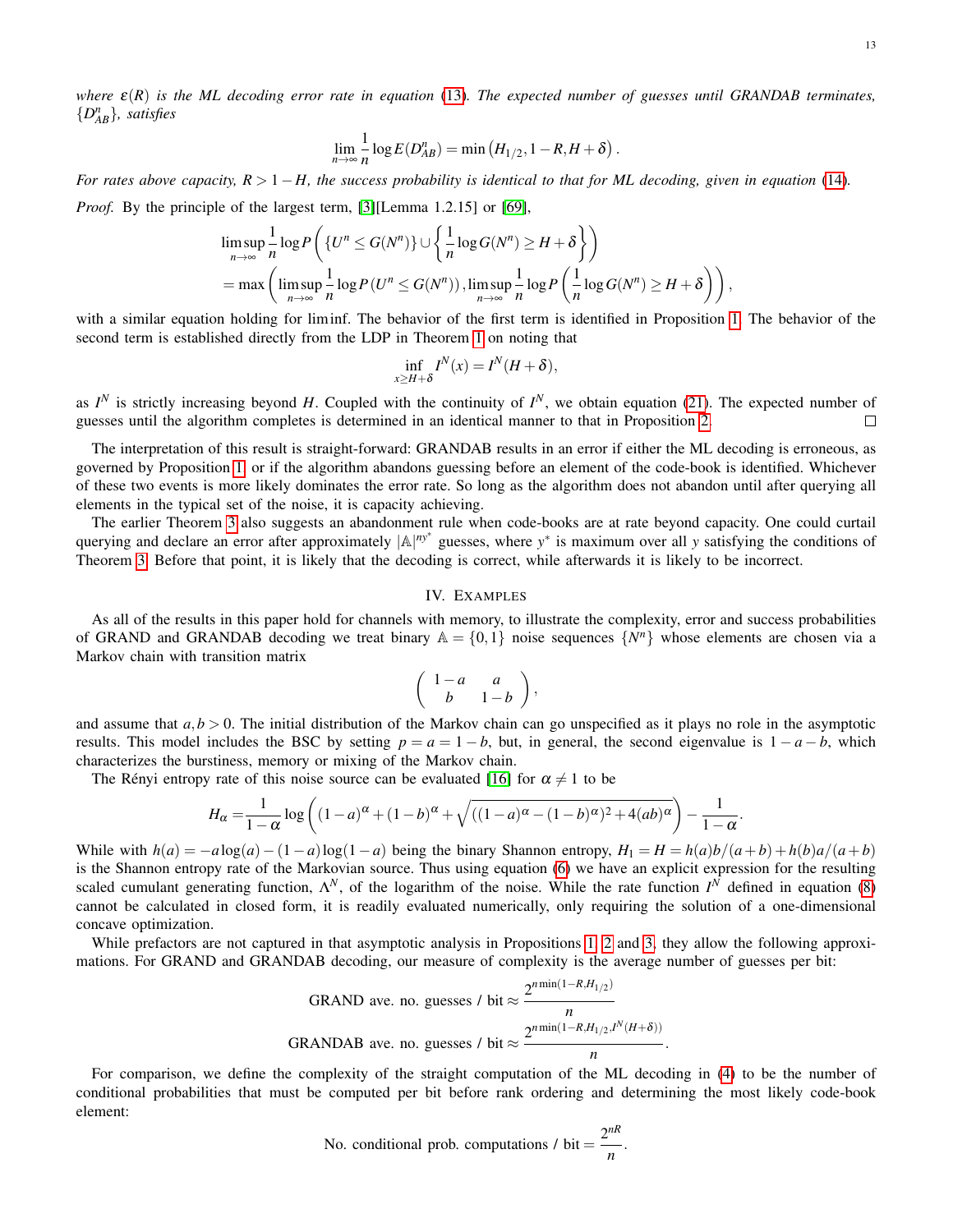*where $\varepsilon(R)$ is the ML decoding error rate in equation (13). The expected number of guesses until GRANDAB terminates, $\{D^n_{AB}\}$, satisfies*

$$\lim_{n\to\infty}\frac{1}{n}\log E(D^n_{AB}) = \min\left(H_{1/2}, 1-R, H+\delta\right).$$

*For rates above capacity, $R > 1-H$, the success probability is identical to that for ML decoding, given in equation (14).*

*Proof.* By the principle of the largest term, [3][Lemma 1.2.15] or [69],

$$\begin{aligned}
&\limsup_{n\to\infty}\frac{1}{n}\log P\left(\{U^n \le G(N^n)\}\cup\left\{\frac{1}{n}\log G(N^n)\ge H+\delta\right\}\right)\\
&=\max\left(\limsup_{n\to\infty}\frac{1}{n}\log P\left(U^n\le G(N^n)\right), \limsup_{n\to\infty}\frac{1}{n}\log P\left(\frac{1}{n}\log G(N^n)\ge H+\delta\right)\right),
\end{aligned}$$

with a similar equation holding for liminf. The behavior of the first term is identified in Proposition 1. The behavior of the second term is established directly from the LDP in Theorem 1 on noting that

$$\inf_{x\ge H+\delta} I^N(x) = I^N(H+\delta),$$

as $I^N$ is strictly increasing beyond $H$. Coupled with the continuity of $I^N$, we obtain equation (21). The expected number of guesses until the algorithm completes is determined in an identical manner to that in Proposition 2. □

The interpretation of this result is straight-forward: GRANDAB results in an error if either the ML decoding is erroneous, as governed by Proposition 1, or if the algorithm abandons guessing before an element of the code-book is identified. Whichever of these two events is more likely dominates the error rate. So long as the algorithm does not abandon until after querying all elements in the typical set of the noise, it is capacity achieving.

The earlier Theorem 3 also suggests an abandonment rule when code-books are at rate beyond capacity. One could curtail querying and declare an error after approximately $|\mathbb{A}|^{ny^*}$ guesses, where $y^*$ is maximum over all $y$ satisfying the conditions of Theorem 3. Before that point, it is likely that the decoding is correct, while afterwards it is likely to be incorrect.

## IV. Examples

As all of the results in this paper hold for channels with memory, to illustrate the complexity, error and success probabilities of GRAND and GRANDAB decoding we treat binary $\mathbb{A}=\{0,1\}$ noise sequences $\{N^n\}$ whose elements are chosen via a Markov chain with transition matrix

$$\begin{pmatrix} 1-a & a \\ b & 1-b \end{pmatrix},$$

and assume that $a, b > 0$. The initial distribution of the Markov chain can go unspecified as it plays no role in the asymptotic results. This model includes the BSC by setting $p = a = 1-b$, but, in general, the second eigenvalue is $1-a-b$, which characterizes the burstiness, memory or mixing of the Markov chain.

The Rényi entropy rate of this noise source can be evaluated [16] for $\alpha \neq 1$ to be

$$H_\alpha = \frac{1}{1-\alpha}\log\left((1-a)^\alpha + (1-b)^\alpha + \sqrt{((1-a)^\alpha-(1-b)^\alpha)^2+4(ab)^\alpha}\right) - \frac{1}{1-\alpha}.$$

While with $h(a) = -a\log(a) - (1-a)\log(1-a)$ being the binary Shannon entropy, $H_1 = H = h(a)b/(a+b) + h(b)a/(a+b)$ is the Shannon entropy rate of the Markovian source. Thus using equation (6) we have an explicit expression for the resulting scaled cumulant generating function, $\Lambda^N$, of the logarithm of the noise. While the rate function $I^N$ defined in equation (8) cannot be calculated in closed form, it is readily evaluated numerically, only requiring the solution of a one-dimensional concave optimization.

While prefactors are not captured in that asymptotic analysis in Propositions 1, 2 and 3, they allow the following approximations. For GRAND and GRANDAB decoding, our measure of complexity is the average number of guesses per bit:

$$\text{GRAND ave. no. guesses / bit} \approx \frac{2^{n\min(1-R,H_{1/2})}}{n}$$

$$\text{GRANDAB ave. no. guesses / bit} \approx \frac{2^{n\min(1-R,H_{1/2},I^N(H+\delta))}}{n}.$$

For comparison, we define the complexity of the straight computation of the ML decoding in (4) to be the number of conditional probabilities that must be computed per bit before rank ordering and determining the most likely code-book element:

$$\text{No. conditional prob. computations / bit} = \frac{2^{nR}}{n}.$$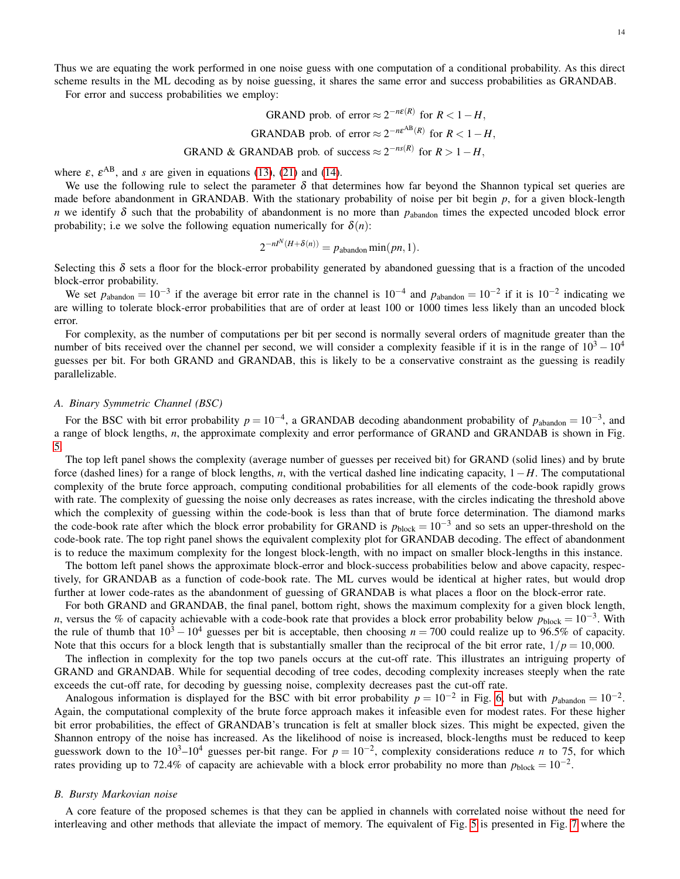Thus we are equating the work performed in one noise guess with one computation of a conditional probability. As this direct scheme results in the ML decoding as by noise guessing, it shares the same error and success probabilities as GRANDAB.

For error and success probabilities we employ:

$$\text{GRAND prob. of error} \approx 2^{-n\varepsilon(R)} \text{ for } R < 1-H,$$
$$\text{GRANDAB prob. of error} \approx 2^{-n\varepsilon^{\mathrm{AB}}(R)} \text{ for } R < 1-H,$$
$$\text{GRAND \& GRANDAB prob. of success} \approx 2^{-ns(R)} \text{ for } R > 1-H,$$

where $\varepsilon$, $\varepsilon^{\mathrm{AB}}$, and $s$ are given in equations (13), (21) and (14).

We use the following rule to select the parameter $\delta$ that determines how far beyond the Shannon typical set queries are made before abandonment in GRANDAB. With the stationary probability of noise per bit begin $p$, for a given block-length $n$ we identify $\delta$ such that the probability of abandonment is no more than $p_{\text{abandon}}$ times the expected uncoded block error probability; i.e we solve the following equation numerically for $\delta(n)$:

$$2^{-nI^N(H+\delta(n))} = p_{\text{abandon}} \min(pn, 1).$$

Selecting this $\delta$ sets a floor for the block-error probability generated by abandoned guessing that is a fraction of the uncoded block-error probability.

We set $p_{\text{abandon}} = 10^{-3}$ if the average bit error rate in the channel is $10^{-4}$ and $p_{\text{abandon}} = 10^{-2}$ if it is $10^{-2}$ indicating we are willing to tolerate block-error probabilities that are of order at least 100 or 1000 times less likely than an uncoded block error.

For complexity, as the number of computations per bit per second is normally several orders of magnitude greater than the number of bits received over the channel per second, we will consider a complexity feasible if it is in the range of $10^3 - 10^4$ guesses per bit. For both GRAND and GRANDAB, this is likely to be a conservative constraint as the guessing is readily parallelizable.

### A. Binary Symmetric Channel (BSC)

For the BSC with bit error probability $p = 10^{-4}$, a GRANDAB decoding abandonment probability of $p_{\text{abandon}} = 10^{-3}$, and a range of block lengths, $n$, the approximate complexity and error performance of GRAND and GRANDAB is shown in Fig. 5.

The top left panel shows the complexity (average number of guesses per received bit) for GRAND (solid lines) and by brute force (dashed lines) for a range of block lengths, $n$, with the vertical dashed line indicating capacity, $1-H$. The computational complexity of the brute force approach, computing conditional probabilities for all elements of the code-book rapidly grows with rate. The complexity of guessing the noise only decreases as rates increase, with the circles indicating the threshold above which the complexity of guessing within the code-book is less than that of brute force determination. The diamond marks the code-book rate after which the block error probability for GRAND is $p_{\text{block}} = 10^{-3}$ and so sets an upper-threshold on the code-book rate. The top right panel shows the equivalent complexity plot for GRANDAB decoding. The effect of abandonment is to reduce the maximum complexity for the longest block-length, with no impact on smaller block-lengths in this instance.

The bottom left panel shows the approximate block-error and block-success probabilities below and above capacity, respectively, for GRANDAB as a function of code-book rate. The ML curves would be identical at higher rates, but would drop further at lower code-rates as the abandonment of guessing of GRANDAB is what places a floor on the block-error rate.

For both GRAND and GRANDAB, the final panel, bottom right, shows the maximum complexity for a given block length, $n$, versus the % of capacity achievable with a code-book rate that provides a block error probability below $p_{\text{block}} = 10^{-3}$. With the rule of thumb that $10^3 - 10^4$ guesses per bit is acceptable, then choosing $n = 700$ could realize up to 96.5% of capacity. Note that this occurs for a block length that is substantially smaller than the reciprocal of the bit error rate, $1/p = 10,000$.

The inflection in complexity for the top two panels occurs at the cut-off rate. This illustrates an intriguing property of GRAND and GRANDAB. While for sequential decoding of tree codes, decoding complexity increases steeply when the rate exceeds the cut-off rate, for decoding by guessing noise, complexity decreases past the cut-off rate.

Analogous information is displayed for the BSC with bit error probability $p = 10^{-2}$ in Fig. 6, but with $p_{\text{abandon}} = 10^{-2}$. Again, the computational complexity of the brute force approach makes it infeasible even for modest rates. For these higher bit error probabilities, the effect of GRANDAB's truncation is felt at smaller block sizes. This might be expected, given the Shannon entropy of the noise has increased. As the likelihood of noise is increased, block-lengths must be reduced to keep guesswork down to the $10^3$–$10^4$ guesses per-bit range. For $p = 10^{-2}$, complexity considerations reduce $n$ to 75, for which rates providing up to 72.4% of capacity are achievable with a block error probability no more than $p_{\text{block}} = 10^{-2}$.

### B. Bursty Markovian noise

A core feature of the proposed schemes is that they can be applied in channels with correlated noise without the need for interleaving and other methods that alleviate the impact of memory. The equivalent of Fig. 5 is presented in Fig. 7 where the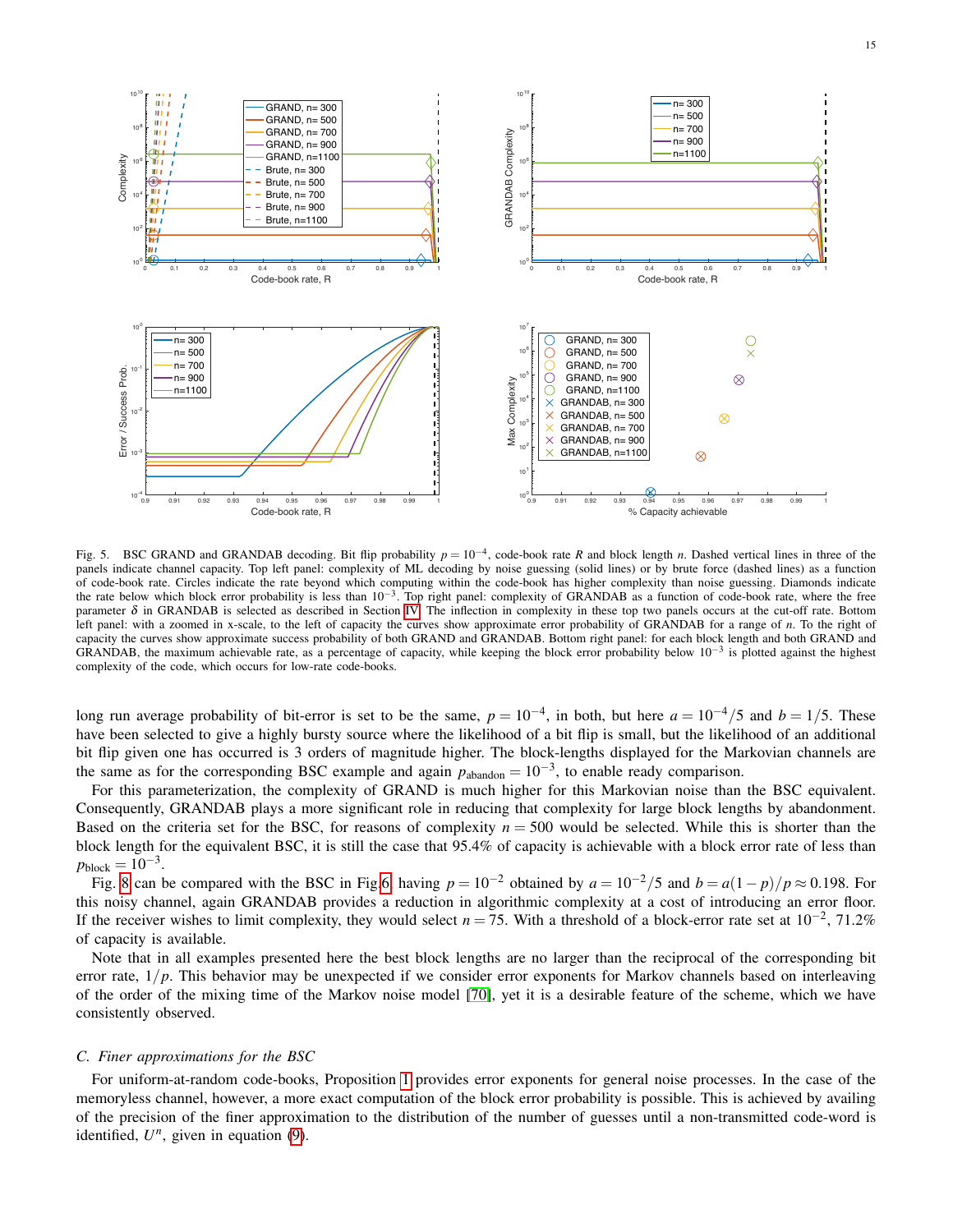Fig. 5. BSC GRAND and GRANDAB decoding. Bit flip probability $p = 10^{-4}$, code-book rate $R$ and block length $n$. Dashed vertical lines in three of the panels indicate channel capacity. Top left panel: complexity of ML decoding by noise guessing (solid lines) or by brute force (dashed lines) as a function of code-book rate. Circles indicate the rate beyond which computing within the code-book has higher complexity than noise guessing. Diamonds indicate the rate below which block error probability is less than $10^{-3}$. Top right panel: complexity of GRANDAB as a function of code-book rate, where the free parameter $\delta$ in GRANDAB is selected as described in Section IV. The inflection in complexity in these top two panels occurs at the cut-off rate. Bottom left panel: with a zoomed in x-scale, to the left of capacity the curves show approximate error probability of GRANDAB for a range of $n$. To the right of capacity the curves show approximate success probability of both GRAND and GRANDAB. Bottom right panel: for each block length and both GRAND and GRANDAB, the maximum achievable rate, as a percentage of capacity, while keeping the block error probability below $10^{-3}$ is plotted against the highest complexity of the code, which occurs for low-rate code-books.

long run average probability of bit-error is set to be the same, $p = 10^{-4}$, in both, but here $a = 10^{-4}/5$ and $b = 1/5$. These have been selected to give a highly bursty source where the likelihood of a bit flip is small, but the likelihood of an additional bit flip given one has occurred is 3 orders of magnitude higher. The block-lengths displayed for the Markovian channels are the same as for the corresponding BSC example and again $p_{\text{abandon}} = 10^{-3}$, to enable ready comparison.

For this parameterization, the complexity of GRAND is much higher for this Markovian noise than the BSC equivalent. Consequently, GRANDAB plays a more significant role in reducing that complexity for large block lengths by abandonment. Based on the criteria set for the BSC, for reasons of complexity $n = 500$ would be selected. While this is shorter than the block length for the equivalent BSC, it is still the case that 95.4% of capacity is achievable with a block error rate of less than $p_{\text{block}} = 10^{-3}$.

Fig. 8 can be compared with the BSC in Fig 6, having $p = 10^{-2}$ obtained by $a = 10^{-2}/5$ and $b = a(1-p)/p \approx 0.198$. For this noisy channel, again GRANDAB provides a reduction in algorithmic complexity at a cost of introducing an error floor. If the receiver wishes to limit complexity, they would select $n = 75$. With a threshold of a block-error rate set at $10^{-2}$, 71.2% of capacity is available.

Note that in all examples presented here the best block lengths are no larger than the reciprocal of the corresponding bit error rate, $1/p$. This behavior may be unexpected if we consider error exponents for Markov channels based on interleaving of the order of the mixing time of the Markov noise model [70], yet it is a desirable feature of the scheme, which we have consistently observed.

### C. Finer approximations for the BSC

For uniform-at-random code-books, Proposition 1 provides error exponents for general noise processes. In the case of the memoryless channel, however, a more exact computation of the block error probability is possible. This is achieved by availing of the precision of the finer approximation to the distribution of the number of guesses until a non-transmitted code-word is identified, $U^n$, given in equation (9).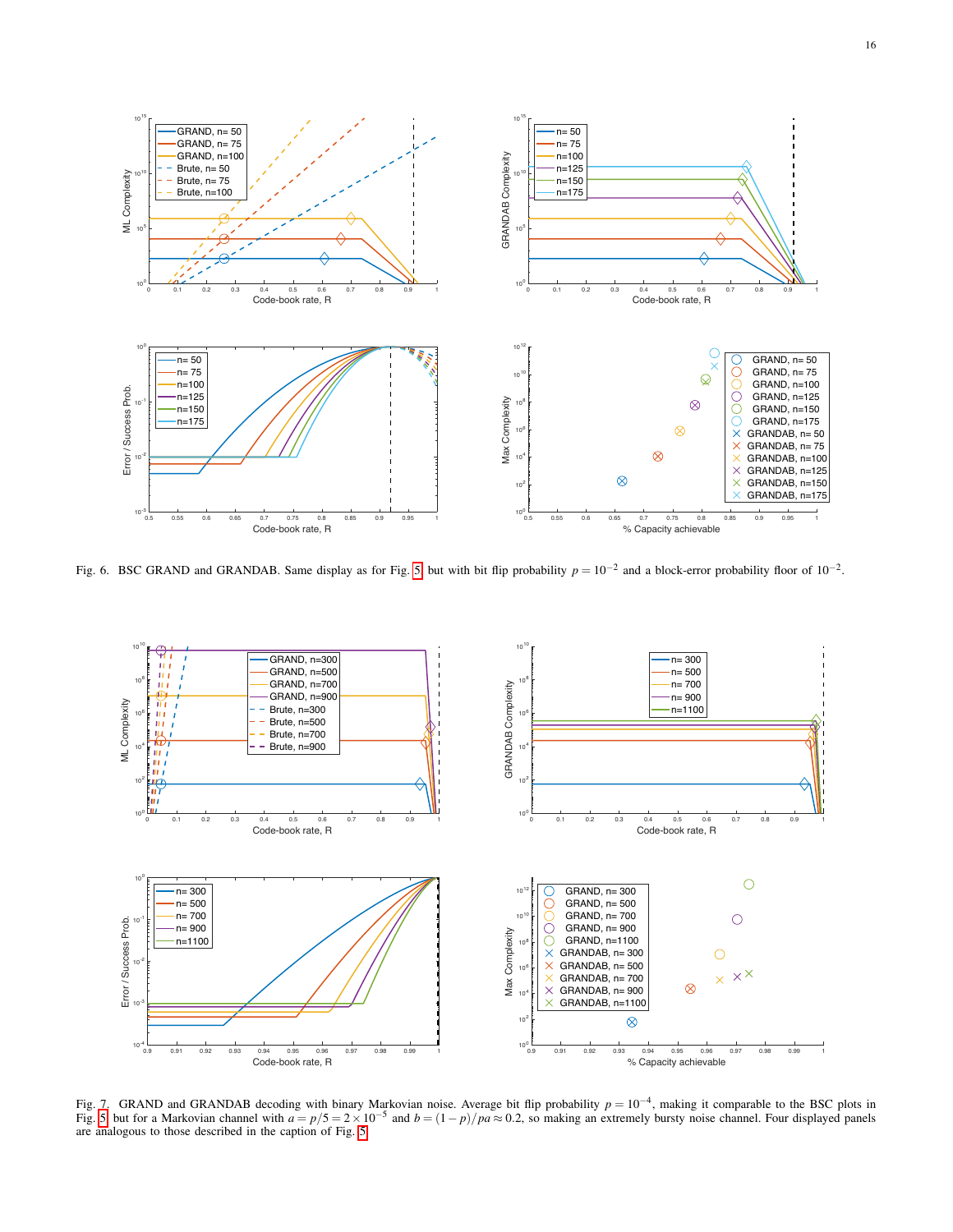Fig. 6. BSC GRAND and GRANDAB. Same display as for Fig. 5 but with bit flip probability $p = 10^{-2}$ and a block-error probability floor of $10^{-2}$.

Fig. 7. GRAND and GRANDAB decoding with binary Markovian noise. Average bit flip probability $p = 10^{-4}$, making it comparable to the BSC plots in Fig. 5 but for a Markovian channel with $a = p/5 = 2 \times 10^{-5}$ and $b = (1-p)/pa \approx 0.2$, so making an extremely bursty noise channel. Four displayed panels are analogous to those described in the caption of Fig. 5.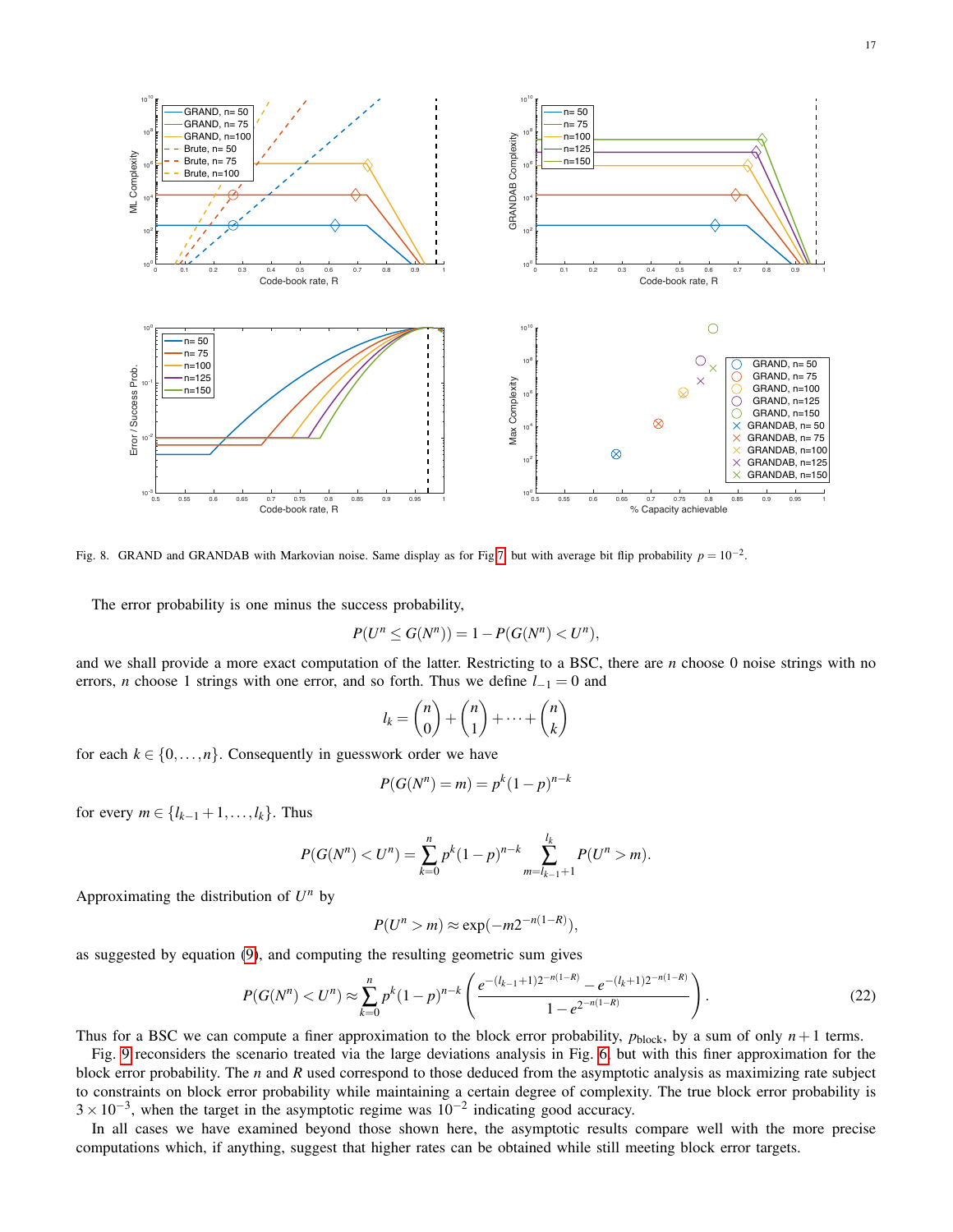Fig. 8. GRAND and GRANDAB with Markovian noise. Same display as for Fig 7 but with average bit flip probability $p = 10^{-2}$.

The error probability is one minus the success probability,

$$P(U^n \le G(N^n)) = 1 - P(G(N^n) < U^n),$$

and we shall provide a more exact computation of the latter. Restricting to a BSC, there are $n$ choose 0 noise strings with no errors, $n$ choose 1 strings with one error, and so forth. Thus we define $l_{-1} = 0$ and

$$l_k = \binom{n}{0} + \binom{n}{1} + \cdots + \binom{n}{k}$$

for each $k \in \{0, \ldots, n\}$. Consequently in guesswork order we have

$$P(G(N^n) = m) = p^k (1-p)^{n-k}$$

for every $m \in \{l_{k-1}+1, \ldots, l_k\}$. Thus

$$P(G(N^n) < U^n) = \sum_{k=0}^{n} p^k (1-p)^{n-k} \sum_{m=l_{k-1}+1}^{l_k} P(U^n > m).$$

Approximating the distribution of $U^n$ by

$$P(U^n > m) \approx \exp(-m 2^{-n(1-R)}),$$

as suggested by equation (9), and computing the resulting geometric sum gives

$$P(G(N^n) < U^n) \approx \sum_{k=0}^{n} p^k (1-p)^{n-k} \left( \frac{e^{-(l_{k-1}+1)2^{-n(1-R)}} - e^{-(l_k+1)2^{-n(1-R)}}}{1 - e^{2^{-n(1-R)}}} \right). \tag{22}$$

Thus for a BSC we can compute a finer approximation to the block error probability, $p_{\text{block}}$, by a sum of only $n+1$ terms.

Fig. 9 reconsiders the scenario treated via the large deviations analysis in Fig. 6, but with this finer approximation for the block error probability. The $n$ and $R$ used correspond to those deduced from the asymptotic analysis as maximizing rate subject to constraints on block error probability while maintaining a certain degree of complexity. The true block error probability is $3 \times 10^{-3}$, when the target in the asymptotic regime was $10^{-2}$ indicating good accuracy.

In all cases we have examined beyond those shown here, the asymptotic results compare well with the more precise computations which, if anything, suggest that higher rates can be obtained while still meeting block error targets.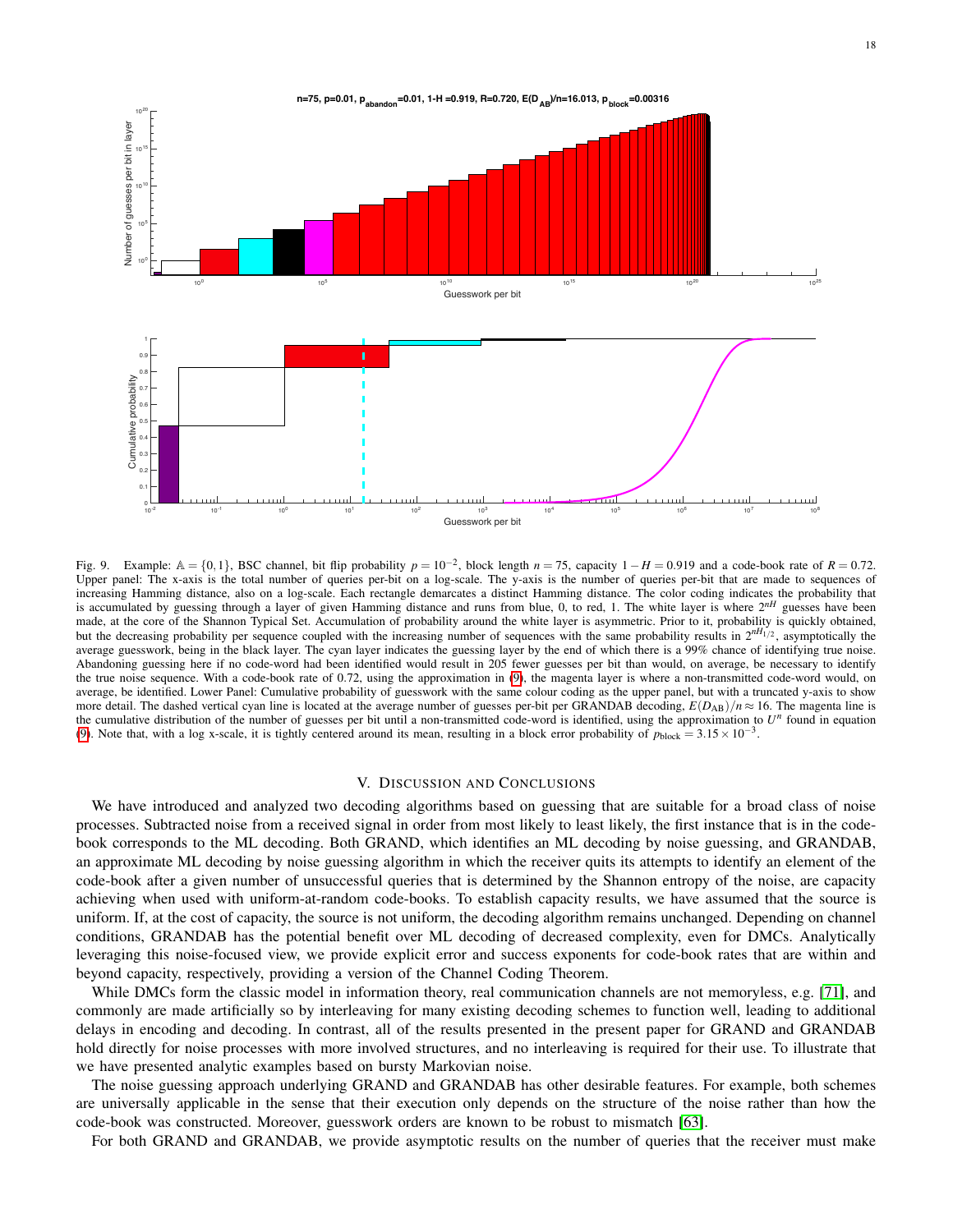Fig. 9. Example: $\mathbb{A} = \{0, 1\}$, BSC channel, bit flip probability $p = 10^{-2}$, block length $n = 75$, capacity $1 - H = 0.919$ and a code-book rate of $R = 0.72$. Upper panel: The x-axis is the total number of queries per-bit on a log-scale. The y-axis is the number of queries per-bit that are made to sequences of increasing Hamming distance, also on a log-scale. Each rectangle demarcates a distinct Hamming distance. The color coding indicates the probability that is accumulated by guessing through a layer of given Hamming distance and runs from blue, 0, to red, 1. The white layer is where $2^{nH}$ guesses have been made, at the core of the Shannon Typical Set. Accumulation of probability around the white layer is asymmetric. Prior to it, probability is quickly obtained, but the decreasing probability per sequence coupled with the increasing number of sequences with the same probability results in $2^{nH_{1/2}}$, asymptotically the average guesswork, being in the black layer. The cyan layer indicates the guessing layer by the end of which there is a 99% chance of identifying true noise. Abandoning guessing here if no code-word had been identified would result in 205 fewer guesses per bit than would, on average, be necessary to identify the true noise sequence. With a code-book rate of 0.72, using the approximation in (9), the magenta layer is where a non-transmitted code-word would, on average, be identified. Lower Panel: Cumulative probability of guesswork with the same colour coding as the upper panel, but with a truncated y-axis to show more detail. The dashed vertical cyan line is located at the average number of guesses per-bit per GRANDAB decoding, $E(D_{AB})/n \approx 16$. The magenta line is the cumulative distribution of the number of guesses per bit until a non-transmitted code-word is identified, using the approximation to $U^n$ found in equation (9). Note that, with a log x-scale, it is tightly centered around its mean, resulting in a block error probability of $p_{\text{block}} = 3.15 \times 10^{-3}$.

## V. Discussion and Conclusions

We have introduced and analyzed two decoding algorithms based on guessing that are suitable for a broad class of noise processes. Subtracted noise from a received signal in order from most likely to least likely, the first instance that is in the code-book corresponds to the ML decoding. Both GRAND, which identifies an ML decoding by noise guessing, and GRANDAB, an approximate ML decoding by noise guessing algorithm in which the receiver quits its attempts to identify an element of the code-book after a given number of unsuccessful queries that is determined by the Shannon entropy of the noise, are capacity achieving when used with uniform-at-random code-books. To establish capacity results, we have assumed that the source is uniform. If, at the cost of capacity, the source is not uniform, the decoding algorithm remains unchanged. Depending on channel conditions, GRANDAB has the potential benefit over ML decoding of decreased complexity, even for DMCs. Analytically leveraging this noise-focused view, we provide explicit error and success exponents for code-book rates that are within and beyond capacity, respectively, providing a version of the Channel Coding Theorem.

While DMCs form the classic model in information theory, real communication channels are not memoryless, e.g. [71], and commonly are made artificially so by interleaving for many existing decoding schemes to function well, leading to additional delays in encoding and decoding. In contrast, all of the results presented in the present paper for GRAND and GRANDAB hold directly for noise processes with more involved structures, and no interleaving is required for their use. To illustrate that we have presented analytic examples based on bursty Markovian noise.

The noise guessing approach underlying GRAND and GRANDAB has other desirable features. For example, both schemes are universally applicable in the sense that their execution only depends on the structure of the noise rather than how the code-book was constructed. Moreover, guesswork orders are known to be robust to mismatch [63].

For both GRAND and GRANDAB, we provide asymptotic results on the number of queries that the receiver must make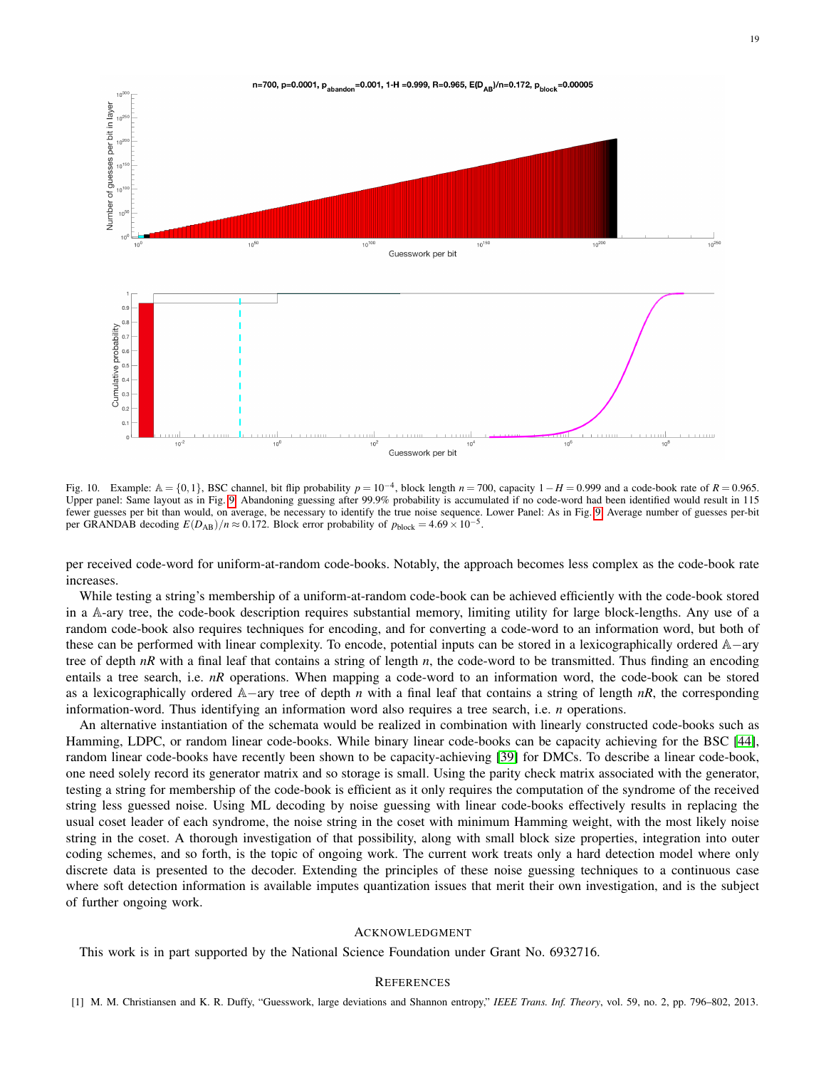Fig. 10. Example: $\mathbb{A} = \{0, 1\}$, BSC channel, bit flip probability $p = 10^{-4}$, block length $n = 700$, capacity $1 - H = 0.999$ and a code-book rate of $R = 0.965$. Upper panel: Same layout as in Fig. 9. Abandoning guessing after 99.9% probability is accumulated if no code-word had been identified would result in 115 fewer guesses per bit than would, on average, be necessary to identify the true noise sequence. Lower Panel: As in Fig. 9. Average number of guesses per-bit per GRANDAB decoding $E(D_{\text{AB}})/n \approx 0.172$. Block error probability of $p_{\text{block}} = 4.69 \times 10^{-5}$.

per received code-word for uniform-at-random code-books. Notably, the approach becomes less complex as the code-book rate increases.

While testing a string's membership of a uniform-at-random code-book can be achieved efficiently with the code-book stored in a $\mathbb{A}$-ary tree, the code-book description requires substantial memory, limiting utility for large block-lengths. Any use of a random code-book also requires techniques for encoding, and for converting a code-word to an information word, but both of these can be performed with linear complexity. To encode, potential inputs can be stored in a lexicographically ordered $\mathbb{A}-$ary tree of depth $nR$ with a final leaf that contains a string of length $n$, the code-word to be transmitted. Thus finding an encoding entails a tree search, i.e. $nR$ operations. When mapping a code-word to an information word, the code-book can be stored as a lexicographically ordered $\mathbb{A}-$ary tree of depth $n$ with a final leaf that contains a string of length $nR$, the corresponding information-word. Thus identifying an information word also requires a tree search, i.e. $n$ operations.

An alternative instantiation of the schemata would be realized in combination with linearly constructed code-books such as Hamming, LDPC, or random linear code-books. While binary linear code-books can be capacity achieving for the BSC [44], random linear code-books have recently been shown to be capacity-achieving [39] for DMCs. To describe a linear code-book, one need solely record its generator matrix and so storage is small. Using the parity check matrix associated with the generator, testing a string for membership of the code-book is efficient as it only requires the computation of the syndrome of the received string less guessed noise. Using ML decoding by noise guessing with linear code-books effectively results in replacing the usual coset leader of each syndrome, the noise string in the coset with minimum Hamming weight, with the most likely noise string in the coset. A thorough investigation of that possibility, along with small block size properties, integration into outer coding schemes, and so forth, is the topic of ongoing work. The current work treats only a hard detection model where only discrete data is presented to the decoder. Extending the principles of these noise guessing techniques to a continuous case where soft detection information is available imputes quantization issues that merit their own investigation, and is the subject of further ongoing work.

## Acknowledgment

This work is in part supported by the National Science Foundation under Grant No. 6932716.

## References

[1] M. M. Christiansen and K. R. Duffy, "Guesswork, large deviations and Shannon entropy," *IEEE Trans. Inf. Theory*, vol. 59, no. 2, pp. 796–802, 2013.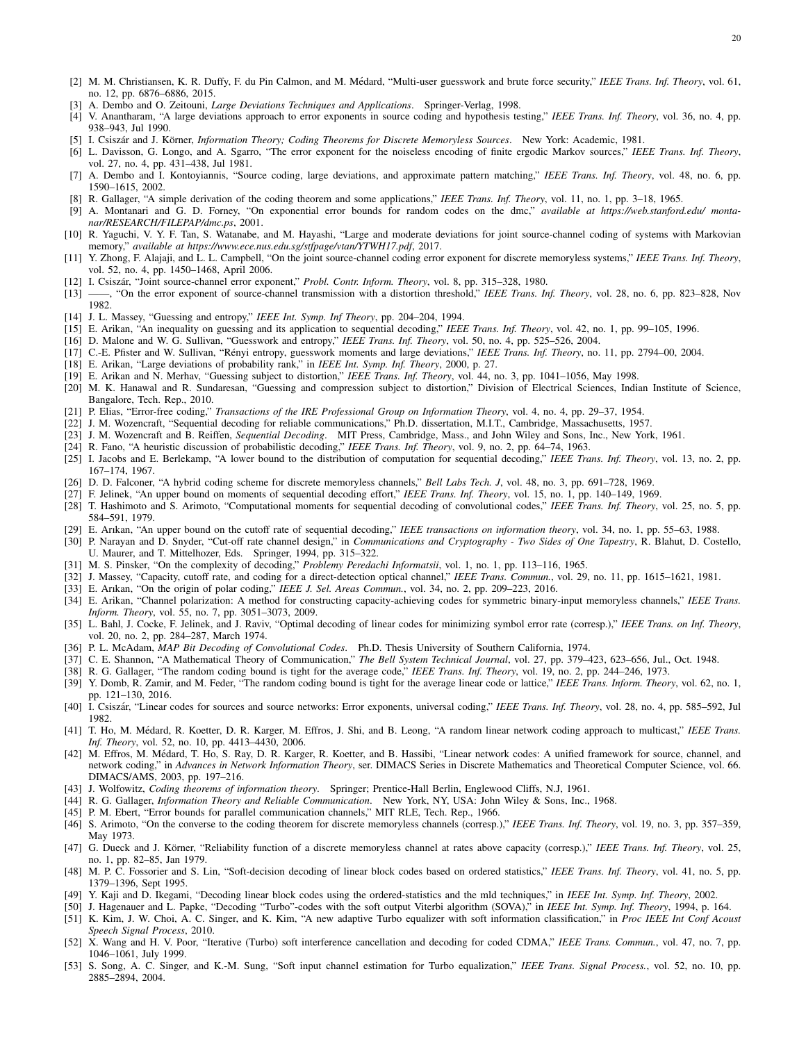[2] M. M. Christiansen, K. R. Duffy, F. du Pin Calmon, and M. Médard, "Multi-user guesswork and brute force security," *IEEE Trans. Inf. Theory*, vol. 61, no. 12, pp. 6876–6886, 2015.

[3] A. Dembo and O. Zeitouni, *Large Deviations Techniques and Applications*. Springer-Verlag, 1998.

[4] V. Anantharam, "A large deviations approach to error exponents in source coding and hypothesis testing," *IEEE Trans. Inf. Theory*, vol. 36, no. 4, pp. 938–943, Jul 1990.

[5] I. Csiszár and J. Körner, *Information Theory; Coding Theorems for Discrete Memoryless Sources*. New York: Academic, 1981.

[6] L. Davisson, G. Longo, and A. Sgarro, "The error exponent for the noiseless encoding of finite ergodic Markov sources," *IEEE Trans. Inf. Theory*, vol. 27, no. 4, pp. 431–438, Jul 1981.

[7] A. Dembo and I. Kontoyiannis, "Source coding, large deviations, and approximate pattern matching," *IEEE Trans. Inf. Theory*, vol. 48, no. 6, pp. 1590–1615, 2002.

[8] R. Gallager, "A simple derivation of the coding theorem and some applications," *IEEE Trans. Inf. Theory*, vol. 11, no. 1, pp. 3–18, 1965.

[9] A. Montanari and G. D. Forney, "On exponential error bounds for random codes on the dmc," *available at https://web.stanford.edu/ montanar/RESEARCH/FILEPAP/dmc.ps*, 2001.

[10] R. Yaguchi, V. Y. F. Tan, S. Watanabe, and M. Hayashi, "Large and moderate deviations for joint source-channel coding of systems with Markovian memory," *available at https://www.ece.nus.edu.sg/stfpage/vtan/YTWH17.pdf*, 2017.

[11] Y. Zhong, F. Alajaji, and L. L. Campbell, "On the joint source-channel coding error exponent for discrete memoryless systems," *IEEE Trans. Inf. Theory*, vol. 52, no. 4, pp. 1450–1468, April 2006.

[12] I. Csiszár, "Joint source-channel error exponent," *Probl. Contr. Inform. Theory*, vol. 8, pp. 315–328, 1980.

[13] ——, "On the error exponent of source-channel transmission with a distortion threshold," *IEEE Trans. Inf. Theory*, vol. 28, no. 6, pp. 823–828, Nov 1982.

[14] J. L. Massey, "Guessing and entropy," *IEEE Int. Symp. Inf Theory*, pp. 204–204, 1994.

[15] E. Arikan, "An inequality on guessing and its application to sequential decoding," *IEEE Trans. Inf. Theory*, vol. 42, no. 1, pp. 99–105, 1996.

[16] D. Malone and W. G. Sullivan, "Guesswork and entropy," *IEEE Trans. Inf. Theory*, vol. 50, no. 4, pp. 525–526, 2004.

[17] C.-E. Pfister and W. Sullivan, "Rényi entropy, guesswork moments and large deviations," *IEEE Trans. Inf. Theory*, no. 11, pp. 2794–00, 2004.

[18] E. Arikan, "Large deviations of probability rank," in *IEEE Int. Symp. Inf. Theory*, 2000, p. 27.

[19] E. Arikan and N. Merhav, "Guessing subject to distortion," *IEEE Trans. Inf. Theory*, vol. 44, no. 3, pp. 1041–1056, May 1998.

[20] M. K. Hanawal and R. Sundaresan, "Guessing and compression subject to distortion," Division of Electrical Sciences, Indian Institute of Science, Bangalore, Tech. Rep., 2010.

[21] P. Elias, "Error-free coding," *Transactions of the IRE Professional Group on Information Theory*, vol. 4, no. 4, pp. 29–37, 1954.

[22] J. M. Wozencraft, "Sequential decoding for reliable communications," Ph.D. dissertation, M.I.T., Cambridge, Massachusetts, 1957.

[23] J. M. Wozencraft and B. Reiffen, *Sequential Decoding*. MIT Press, Cambridge, Mass., and John Wiley and Sons, Inc., New York, 1961.

[24] R. Fano, "A heuristic discussion of probabilistic decoding," *IEEE Trans. Inf. Theory*, vol. 9, no. 2, pp. 64–74, 1963.

[25] I. Jacobs and E. Berlekamp, "A lower bound to the distribution of computation for sequential decoding," *IEEE Trans. Inf. Theory*, vol. 13, no. 2, pp. 167–174, 1967.

[26] D. D. Falconer, "A hybrid coding scheme for discrete memoryless channels," *Bell Labs Tech. J*, vol. 48, no. 3, pp. 691–728, 1969.

[27] F. Jelinek, "An upper bound on moments of sequential decoding effort," *IEEE Trans. Inf. Theory*, vol. 15, no. 1, pp. 140–149, 1969.

[28] T. Hashimoto and S. Arimoto, "Computational moments for sequential decoding of convolutional codes," *IEEE Trans. Inf. Theory*, vol. 25, no. 5, pp. 584–591, 1979.

[29] E. Arıkan, "An upper bound on the cutoff rate of sequential decoding," *IEEE transactions on information theory*, vol. 34, no. 1, pp. 55–63, 1988.

[30] P. Narayan and D. Snyder, "Cut-off rate channel design," in *Communications and Cryptography - Two Sides of One Tapestry*, R. Blahut, D. Costello, U. Maurer, and T. Mittelhozer, Eds. Springer, 1994, pp. 315–322.

[31] M. S. Pinsker, "On the complexity of decoding," *Problemy Peredachi Informatsii*, vol. 1, no. 1, pp. 113–116, 1965.

[32] J. Massey, "Capacity, cutoff rate, and coding for a direct-detection optical channel," *IEEE Trans. Commun.*, vol. 29, no. 11, pp. 1615–1621, 1981.

[33] E. Arıkan, "On the origin of polar coding," *IEEE J. Sel. Areas Commun.*, vol. 34, no. 2, pp. 209–223, 2016.

[34] E. Arikan, "Channel polarization: A method for constructing capacity-achieving codes for symmetric binary-input memoryless channels," *IEEE Trans. Inform. Theory*, vol. 55, no. 7, pp. 3051–3073, 2009.

[35] L. Bahl, J. Cocke, F. Jelinek, and J. Raviv, "Optimal decoding of linear codes for minimizing symbol error rate (corresp.)," *IEEE Trans. on Inf. Theory*, vol. 20, no. 2, pp. 284–287, March 1974.

[36] P. L. McAdam, *MAP Bit Decoding of Convolutional Codes*. Ph.D. Thesis University of Southern California, 1974.

[37] C. E. Shannon, "A Mathematical Theory of Communication," *The Bell System Technical Journal*, vol. 27, pp. 379–423, 623–656, Jul., Oct. 1948.

[38] R. G. Gallager, "The random coding bound is tight for the average code," *IEEE Trans. Inf. Theory*, vol. 19, no. 2, pp. 244–246, 1973.

[39] Y. Domb, R. Zamir, and M. Feder, "The random coding bound is tight for the average linear code or lattice," *IEEE Trans. Inform. Theory*, vol. 62, no. 1, pp. 121–130, 2016.

[40] I. Csiszár, "Linear codes for sources and source networks: Error exponents, universal coding," *IEEE Trans. Inf. Theory*, vol. 28, no. 4, pp. 585–592, Jul 1982.

[41] T. Ho, M. Médard, R. Koetter, D. R. Karger, M. Effros, J. Shi, and B. Leong, "A random linear network coding approach to multicast," *IEEE Trans. Inf. Theory*, vol. 52, no. 10, pp. 4413–4430, 2006.

[42] M. Effros, M. Médard, T. Ho, S. Ray, D. R. Karger, R. Koetter, and B. Hassibi, "Linear network codes: A unified framework for source, channel, and network coding," in *Advances in Network Information Theory*, ser. DIMACS Series in Discrete Mathematics and Theoretical Computer Science, vol. 66. DIMACS/AMS, 2003, pp. 197–216.

[43] J. Wolfowitz, *Coding theorems of information theory*. Springer; Prentice-Hall Berlin, Englewood Cliffs, N.J, 1961.

[44] R. G. Gallager, *Information Theory and Reliable Communication*. New York, NY, USA: John Wiley & Sons, Inc., 1968.

[45] P. M. Ebert, "Error bounds for parallel communication channels," MIT RLE, Tech. Rep., 1966.

[46] S. Arimoto, "On the converse to the coding theorem for discrete memoryless channels (corresp.)," *IEEE Trans. Inf. Theory*, vol. 19, no. 3, pp. 357–359, May 1973.

[47] G. Dueck and J. Körner, "Reliability function of a discrete memoryless channel at rates above capacity (corresp.)," *IEEE Trans. Inf. Theory*, vol. 25, no. 1, pp. 82–85, Jan 1979.

[48] M. P. C. Fossorier and S. Lin, "Soft-decision decoding of linear block codes based on ordered statistics," *IEEE Trans. Inf. Theory*, vol. 41, no. 5, pp. 1379–1396, Sept 1995.

[49] Y. Kaji and D. Ikegami, "Decoding linear block codes using the ordered-statistics and the mld techniques," in *IEEE Int. Symp. Inf. Theory*, 2002.

[50] J. Hagenauer and L. Papke, "Decoding "Turbo"-codes with the soft output Viterbi algorithm (SOVA)," in *IEEE Int. Symp. Inf. Theory*, 1994, p. 164.

[51] K. Kim, J. W. Choi, A. C. Singer, and K. Kim, "A new adaptive Turbo equalizer with soft information classification," in *Proc IEEE Int Conf Acoust Speech Signal Process*, 2010.

[52] X. Wang and H. V. Poor, "Iterative (Turbo) soft interference cancellation and decoding for coded CDMA," *IEEE Trans. Commun.*, vol. 47, no. 7, pp. 1046–1061, July 1999.

[53] S. Song, A. C. Singer, and K.-M. Sung, "Soft input channel estimation for Turbo equalization," *IEEE Trans. Signal Process.*, vol. 52, no. 10, pp. 2885–2894, 2004.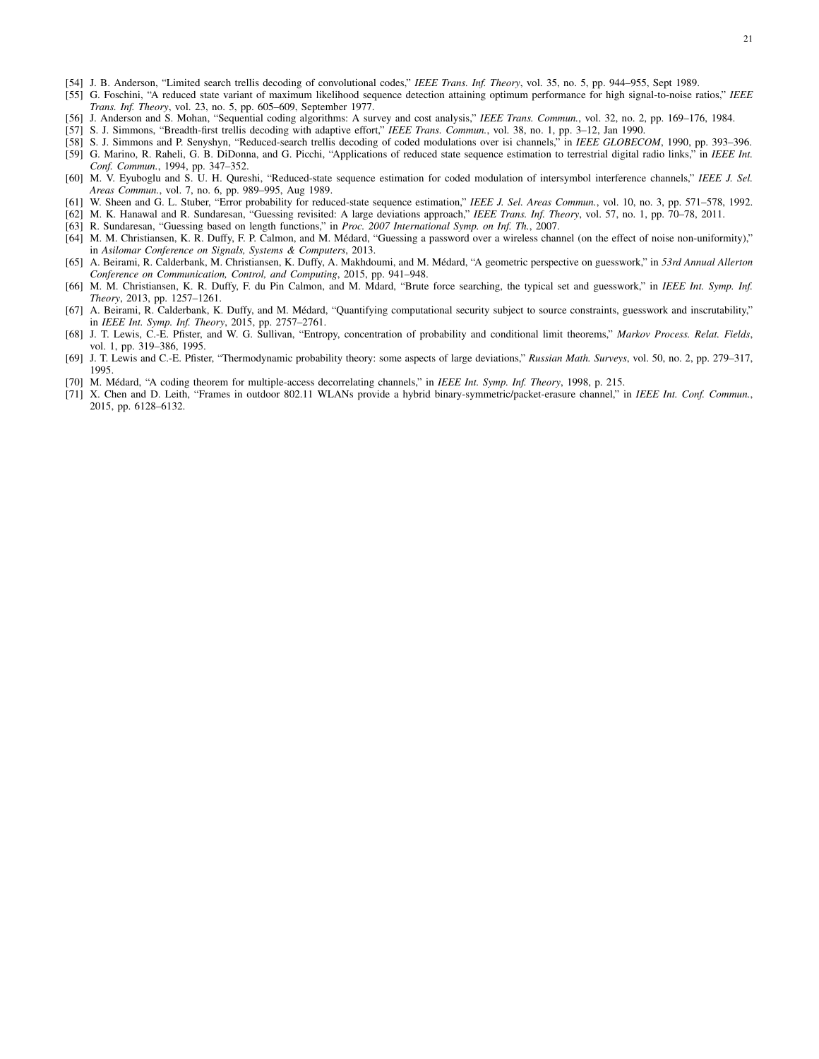[54] J. B. Anderson, “Limited search trellis decoding of convolutional codes,” *IEEE Trans. Inf. Theory*, vol. 35, no. 5, pp. 944–955, Sept 1989.

[55] G. Foschini, “A reduced state variant of maximum likelihood sequence detection attaining optimum performance for high signal-to-noise ratios,” *IEEE Trans. Inf. Theory*, vol. 23, no. 5, pp. 605–609, September 1977.

[56] J. Anderson and S. Mohan, “Sequential coding algorithms: A survey and cost analysis,” *IEEE Trans. Commun.*, vol. 32, no. 2, pp. 169–176, 1984.

[57] S. J. Simmons, “Breadth-first trellis decoding with adaptive effort,” *IEEE Trans. Commun.*, vol. 38, no. 1, pp. 3–12, Jan 1990.

[58] S. J. Simmons and P. Senyshyn, “Reduced-search trellis decoding of coded modulations over isi channels,” in *IEEE GLOBECOM*, 1990, pp. 393–396.

[59] G. Marino, R. Raheli, G. B. DiDonna, and G. Picchi, “Applications of reduced state sequence estimation to terrestrial digital radio links,” in *IEEE Int. Conf. Commun.*, 1994, pp. 347–352.

[60] M. V. Eyuboglu and S. U. H. Qureshi, “Reduced-state sequence estimation for coded modulation of intersymbol interference channels,” *IEEE J. Sel. Areas Commun.*, vol. 7, no. 6, pp. 989–995, Aug 1989.

[61] W. Sheen and G. L. Stuber, “Error probability for reduced-state sequence estimation,” *IEEE J. Sel. Areas Commun.*, vol. 10, no. 3, pp. 571–578, 1992.

[62] M. K. Hanawal and R. Sundaresan, “Guessing revisited: A large deviations approach,” *IEEE Trans. Inf. Theory*, vol. 57, no. 1, pp. 70–78, 2011.

[63] R. Sundaresan, “Guessing based on length functions,” in *Proc. 2007 International Symp. on Inf. Th.*, 2007.

[64] M. M. Christiansen, K. R. Duffy, F. P. Calmon, and M. Médard, “Guessing a password over a wireless channel (on the effect of noise non-uniformity),” in *Asilomar Conference on Signals, Systems & Computers*, 2013.

[65] A. Beirami, R. Calderbank, M. Christiansen, K. Duffy, A. Makhdoumi, and M. Médard, “A geometric perspective on guesswork,” in *53rd Annual Allerton Conference on Communication, Control, and Computing*, 2015, pp. 941–948.

[66] M. M. Christiansen, K. R. Duffy, F. du Pin Calmon, and M. Mdard, “Brute force searching, the typical set and guesswork,” in *IEEE Int. Symp. Inf. Theory*, 2013, pp. 1257–1261.

[67] A. Beirami, R. Calderbank, K. Duffy, and M. Médard, “Quantifying computational security subject to source constraints, guesswork and inscrutability,” in *IEEE Int. Symp. Inf. Theory*, 2015, pp. 2757–2761.

[68] J. T. Lewis, C.-E. Pfister, and W. G. Sullivan, “Entropy, concentration of probability and conditional limit theorems,” *Markov Process. Relat. Fields*, vol. 1, pp. 319–386, 1995.

[69] J. T. Lewis and C.-E. Pfister, “Thermodynamic probability theory: some aspects of large deviations,” *Russian Math. Surveys*, vol. 50, no. 2, pp. 279–317, 1995.

[70] M. Médard, “A coding theorem for multiple-access decorrelating channels,” in *IEEE Int. Symp. Inf. Theory*, 1998, p. 215.

[71] X. Chen and D. Leith, “Frames in outdoor 802.11 WLANs provide a hybrid binary-symmetric/packet-erasure channel,” in *IEEE Int. Conf. Commun.*, 2015, pp. 6128–6132.